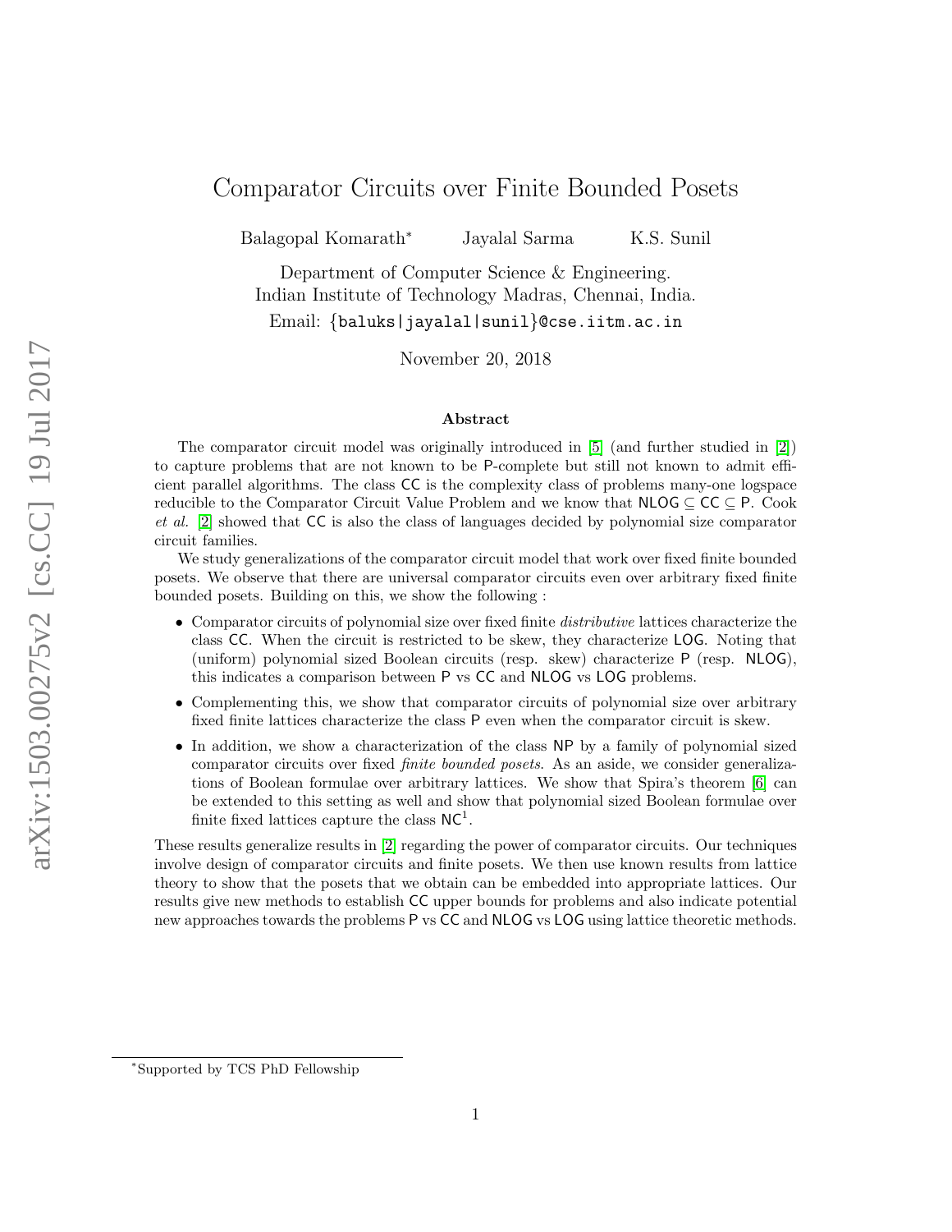# Comparator Circuits over Finite Bounded Posets

Balagopal Komarath[*] Jayalal Sarma K.S. Sunil

Department of Computer Science & Engineering.
Indian Institute of Technology Madras, Chennai, India.
Email: {baluks|jayalal|sunil}@cse.iitm.ac.in

November 20, 2018

### Abstract

The comparator circuit model was originally introduced in [5] (and further studied in [2]) to capture problems that are not known to be P-complete but still not known to admit efficient parallel algorithms. The class CC is the complexity class of problems many-one logspace reducible to the Comparator Circuit Value Problem and we know that NLOG $\subseteq$ CC $\subseteq$ P. Cook *et al.* [2] showed that CC is also the class of languages decided by polynomial size comparator circuit families.

We study generalizations of the comparator circuit model that work over fixed finite bounded posets. We observe that there are universal comparator circuits even over arbitrary fixed finite bounded posets. Building on this, we show the following :

- Comparator circuits of polynomial size over fixed finite *distributive* lattices characterize the class CC. When the circuit is restricted to be skew, they characterize LOG. Noting that (uniform) polynomial sized Boolean circuits (resp. skew) characterize P (resp. NLOG), this indicates a comparison between P vs CC and NLOG vs LOG problems.
- Complementing this, we show that comparator circuits of polynomial size over arbitrary fixed finite lattices characterize the class P even when the comparator circuit is skew.
- In addition, we show a characterization of the class NP by a family of polynomial sized comparator circuits over fixed *finite bounded posets*. As an aside, we consider generalizations of Boolean formulae over arbitrary lattices. We show that Spira's theorem [6] can be extended to this setting as well and show that polynomial sized Boolean formulae over finite fixed lattices capture the class $\mathsf{NC}^1$.

These results generalize results in [2] regarding the power of comparator circuits. Our techniques involve design of comparator circuits and finite posets. We then use known results from lattice theory to show that the posets that we obtain can be embedded into appropriate lattices. Our results give new methods to establish CC upper bounds for problems and also indicate potential new approaches towards the problems P vs CC and NLOG vs LOG using lattice theoretic methods.

[*] Supported by TCS PhD Fellowship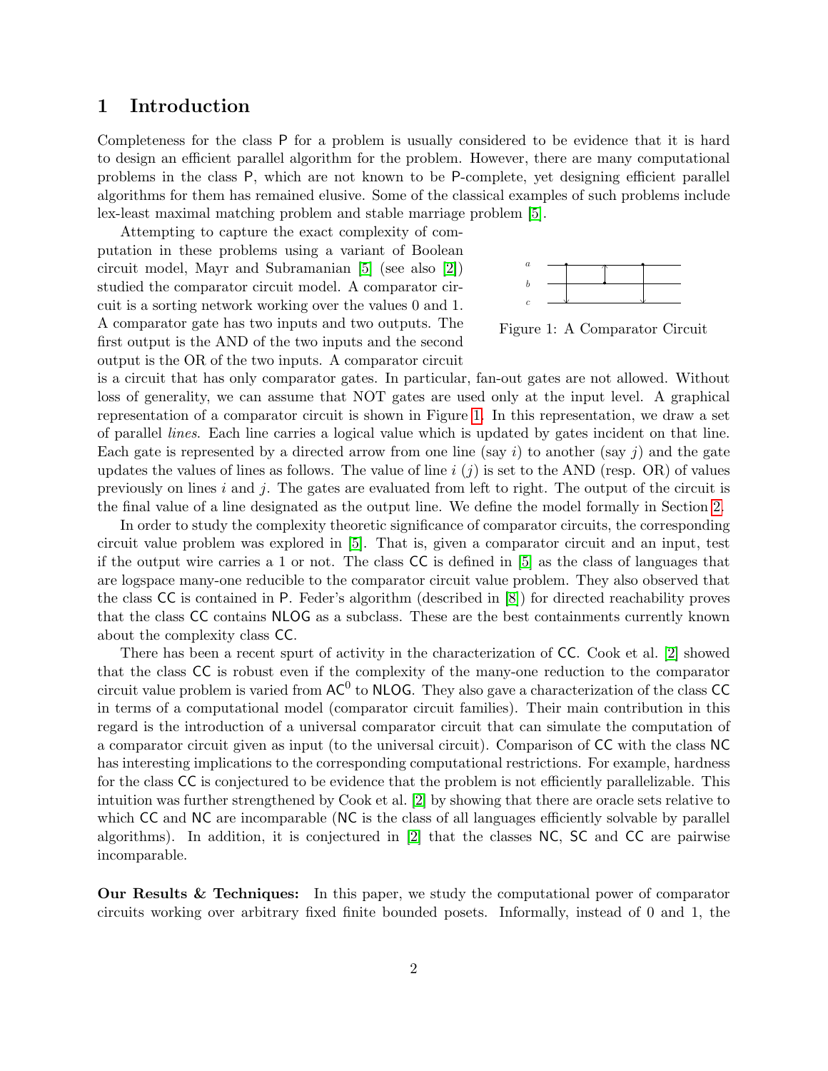## 1 Introduction

Completeness for the class P for a problem is usually considered to be evidence that it is hard to design an efficient parallel algorithm for the problem. However, there are many computational problems in the class P, which are not known to be P-complete, yet designing efficient parallel algorithms for them has remained elusive. Some of the classical examples of such problems include lex-least maximal matching problem and stable marriage problem [5].

Attempting to capture the exact complexity of computation in these problems using a variant of Boolean circuit model, Mayr and Subramanian [5] (see also [2]) studied the comparator circuit model. A comparator circuit is a sorting network working over the values 0 and 1. A comparator gate has two inputs and two outputs. The first output is the AND of the two inputs and the second output is the OR of the two inputs. A comparator circuit is a circuit that has only comparator gates. In particular, fan-out gates are not allowed. Without loss of generality, we can assume that NOT gates are used only at the input level. A graphical representation of a comparator circuit is shown in Figure 1. In this representation, we draw a set of parallel *lines*. Each line carries a logical value which is updated by gates incident on that line. Each gate is represented by a directed arrow from one line (say $i$) to another (say $j$) and the gate updates the values of lines as follows. The value of line $i$ ($j$) is set to the AND (resp. OR) of values previously on lines $i$ and $j$. The gates are evaluated from left to right. The output of the circuit is the final value of a line designated as the output line. We define the model formally in Section 2.

a

b

c

Figure 1: A Comparator Circuit

In order to study the complexity theoretic significance of comparator circuits, the corresponding circuit value problem was explored in [5]. That is, given a comparator circuit and an input, test if the output wire carries a 1 or not. The class CC is defined in [5] as the class of languages that are logspace many-one reducible to the comparator circuit value problem. They also observed that the class CC is contained in P. Feder's algorithm (described in [8]) for directed reachability proves that the class CC contains NLOG as a subclass. These are the best containments currently known about the complexity class CC.

There has been a recent spurt of activity in the characterization of CC. Cook et al. [2] showed that the class CC is robust even if the complexity of the many-one reduction to the comparator circuit value problem is varied from $\mathsf{AC}^0$ to NLOG. They also gave a characterization of the class CC in terms of a computational model (comparator circuit families). Their main contribution in this regard is the introduction of a universal comparator circuit that can simulate the computation of a comparator circuit given as input (to the universal circuit). Comparison of CC with the class NC has interesting implications to the corresponding computational restrictions. For example, hardness for the class CC is conjectured to be evidence that the problem is not efficiently parallelizable. This intuition was further strengthened by Cook et al. [2] by showing that there are oracle sets relative to which CC and NC are incomparable (NC is the class of all languages efficiently solvable by parallel algorithms). In addition, it is conjectured in [2] that the classes NC, SC and CC are pairwise incomparable.

**Our Results & Techniques:** In this paper, we study the computational power of comparator circuits working over arbitrary fixed finite bounded posets. Informally, instead of 0 and 1, the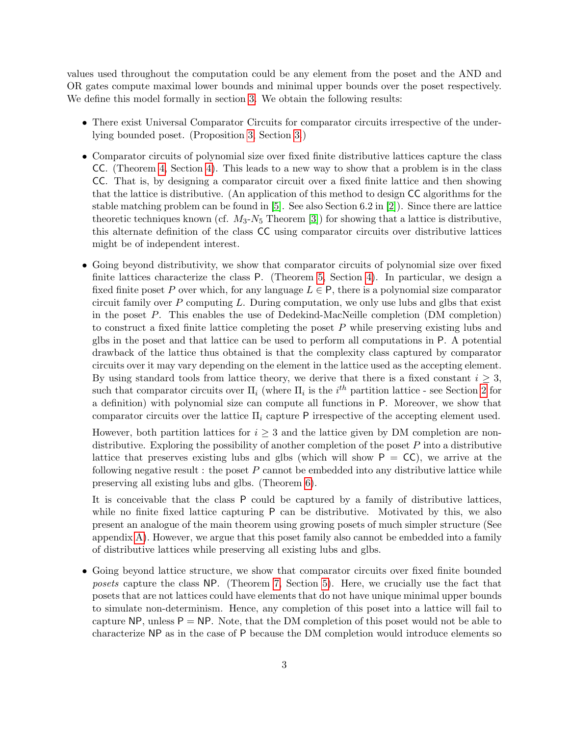values used throughout the computation could be any element from the poset and the AND and OR gates compute maximal lower bounds and minimal upper bounds over the poset respectively. We define this model formally in section 3. We obtain the following results:

- There exist Universal Comparator Circuits for comparator circuits irrespective of the underlying bounded poset. (Proposition 3, Section 3.)

- Comparator circuits of polynomial size over fixed finite distributive lattices capture the class CC. (Theorem 4, Section 4). This leads to a new way to show that a problem is in the class CC. That is, by designing a comparator circuit over a fixed finite lattice and then showing that the lattice is distributive. (An application of this method to design CC algorithms for the stable matching problem can be found in [5]. See also Section 6.2 in [2]). Since there are lattice theoretic techniques known (cf. $M_3$-$N_5$ Theorem [3]) for showing that a lattice is distributive, this alternate definition of the class CC using comparator circuits over distributive lattices might be of independent interest.

- Going beyond distributivity, we show that comparator circuits of polynomial size over fixed finite lattices characterize the class P. (Theorem 5, Section 4). In particular, we design a fixed finite poset $P$ over which, for any language $L \in \mathsf{P}$, there is a polynomial size comparator circuit family over $P$ computing $L$. During computation, we only use lubs and glbs that exist in the poset $P$. This enables the use of Dedekind-MacNeille completion (DM completion) to construct a fixed finite lattice completing the poset $P$ while preserving existing lubs and glbs in the poset and that lattice can be used to perform all computations in P. A potential drawback of the lattice thus obtained is that the complexity class captured by comparator circuits over it may vary depending on the element in the lattice used as the accepting element. By using standard tools from lattice theory, we derive that there is a fixed constant $i \geq 3$, such that comparator circuits over $\Pi_i$ (where $\Pi_i$ is the $i^{th}$ partition lattice - see Section 2 for a definition) with polynomial size can compute all functions in P. Moreover, we show that comparator circuits over the lattice $\Pi_i$ capture P irrespective of the accepting element used.

  However, both partition lattices for $i \geq 3$ and the lattice given by DM completion are non-distributive. Exploring the possibility of another completion of the poset $P$ into a distributive lattice that preserves existing lubs and glbs (which will show P = CC), we arrive at the following negative result : the poset $P$ cannot be embedded into any distributive lattice while preserving all existing lubs and glbs. (Theorem 6).

  It is conceivable that the class P could be captured by a family of distributive lattices, while no finite fixed lattice capturing P can be distributive. Motivated by this, we also present an analogue of the main theorem using growing posets of much simpler structure (See appendix A). However, we argue that this poset family also cannot be embedded into a family of distributive lattices while preserving all existing lubs and glbs.

- Going beyond lattice structure, we show that comparator circuits over fixed finite bounded *posets* capture the class NP. (Theorem 7, Section 5). Here, we crucially use the fact that posets that are not lattices could have elements that do not have unique minimal upper bounds to simulate non-determinism. Hence, any completion of this poset into a lattice will fail to capture NP, unless P = NP. Note, that the DM completion of this poset would not be able to characterize NP as in the case of P because the DM completion would introduce elements so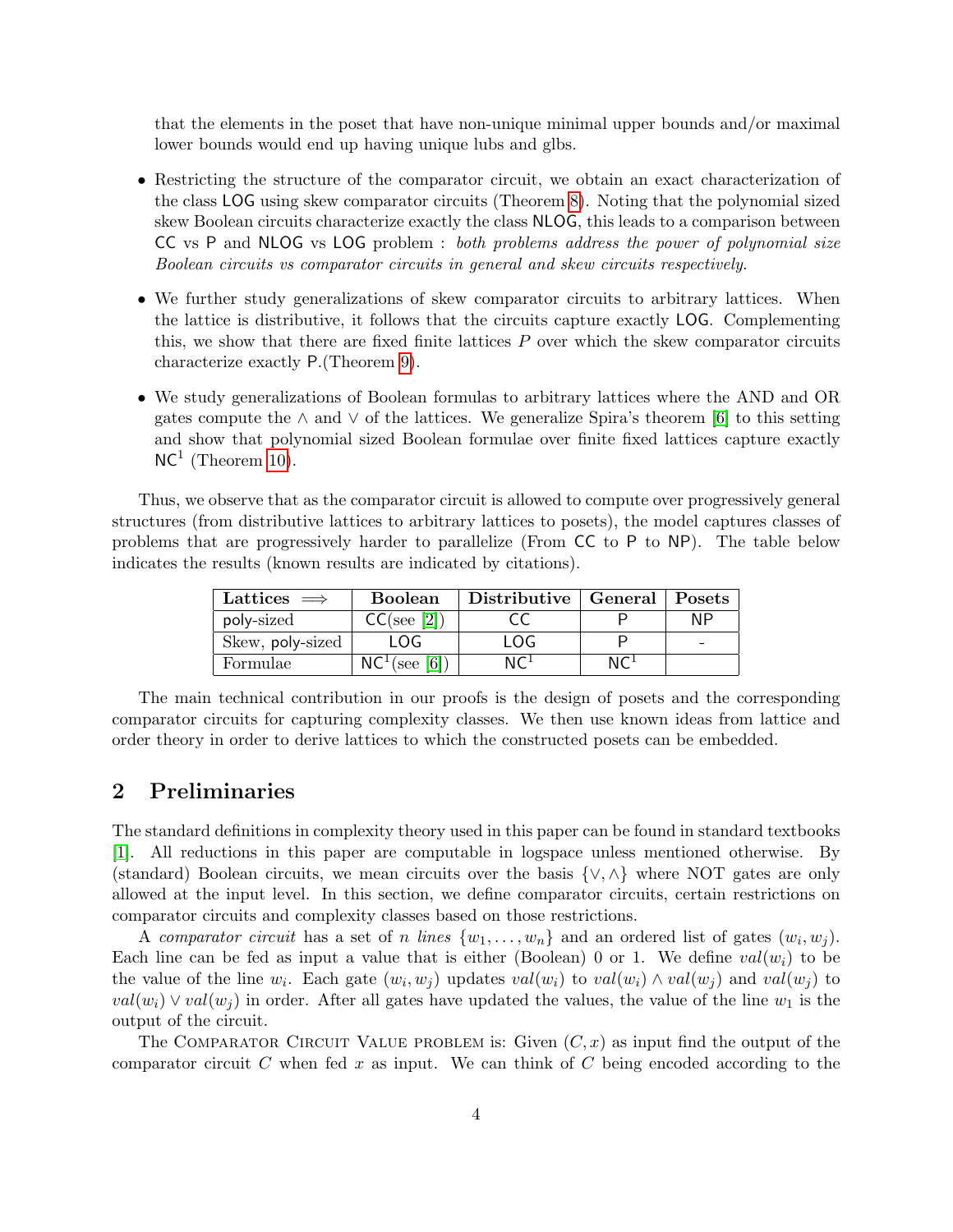that the elements in the poset that have non-unique minimal upper bounds and/or maximal lower bounds would end up having unique lubs and glbs.

- Restricting the structure of the comparator circuit, we obtain an exact characterization of the class LOG using skew comparator circuits (Theorem 8). Noting that the polynomial sized skew Boolean circuits characterize exactly the class NLOG, this leads to a comparison between CC vs P and NLOG vs LOG problem : *both problems address the power of polynomial size Boolean circuits vs comparator circuits in general and skew circuits respectively.*
- We further study generalizations of skew comparator circuits to arbitrary lattices. When the lattice is distributive, it follows that the circuits capture exactly LOG. Complementing this, we show that there are fixed finite lattices $P$ over which the skew comparator circuits characterize exactly P.(Theorem 9).
- We study generalizations of Boolean formulas to arbitrary lattices where the AND and OR gates compute the $\wedge$ and $\vee$ of the lattices. We generalize Spira's theorem [6] to this setting and show that polynomial sized Boolean formulae over finite fixed lattices capture exactly $\mathsf{NC}^1$ (Theorem 10).

Thus, we observe that as the comparator circuit is allowed to compute over progressively general structures (from distributive lattices to arbitrary lattices to posets), the model captures classes of problems that are progressively harder to parallelize (From CC to P to NP). The table below indicates the results (known results are indicated by citations).

| **Lattices** $\Longrightarrow$ | **Boolean** | **Distributive** | **General** | **Posets** |
|---|---|---|---|---|
| poly-sized | CC(see [2]) | CC | P | NP |
| Skew, poly-sized | LOG | LOG | P | - |
| Formulae | $\mathsf{NC}^1$(see [6]) | $\mathsf{NC}^1$ | $\mathsf{NC}^1$ | |

The main technical contribution in our proofs is the design of posets and the corresponding comparator circuits for capturing complexity classes. We then use known ideas from lattice and order theory in order to derive lattices to which the constructed posets can be embedded.

## 2 Preliminaries

The standard definitions in complexity theory used in this paper can be found in standard textbooks [1]. All reductions in this paper are computable in logspace unless mentioned otherwise. By (standard) Boolean circuits, we mean circuits over the basis $\{\vee, \wedge\}$ where NOT gates are only allowed at the input level. In this section, we define comparator circuits, certain restrictions on comparator circuits and complexity classes based on those restrictions.

A *comparator circuit* has a set of $n$ *lines* $\{w_1, \ldots, w_n\}$ and an ordered list of gates $(w_i, w_j)$. Each line can be fed as input a value that is either (Boolean) 0 or 1. We define $val(w_i)$ to be the value of the line $w_i$. Each gate $(w_i, w_j)$ updates $val(w_i)$ to $val(w_i) \wedge val(w_j)$ and $val(w_j)$ to $val(w_i) \vee val(w_j)$ in order. After all gates have updated the values, the value of the line $w_1$ is the output of the circuit.

The Comparator Circuit Value problem is: Given $(C, x)$ as input find the output of the comparator circuit $C$ when fed $x$ as input. We can think of $C$ being encoded according to the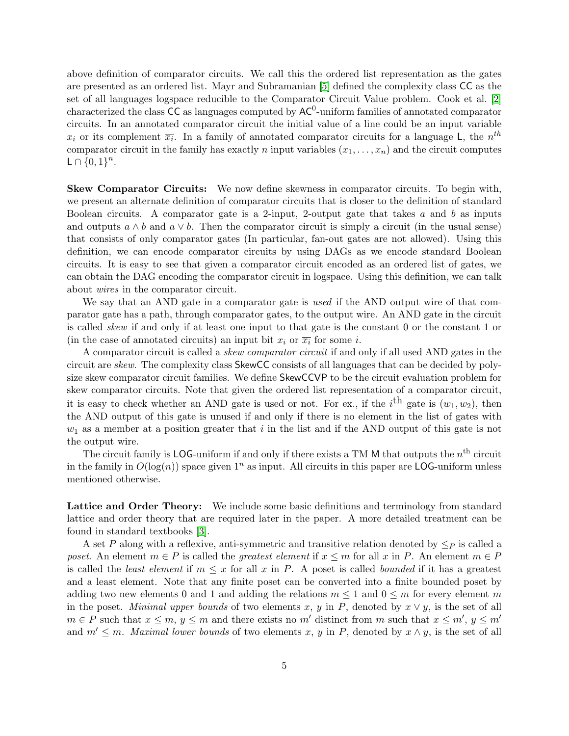above definition of comparator circuits. We call this the ordered list representation as the gates are presented as an ordered list. Mayr and Subramanian [5] defined the complexity class CC as the set of all languages logspace reducible to the Comparator Circuit Value problem. Cook et al. [2] characterized the class CC as languages computed by $\mathsf{AC}^0$-uniform families of annotated comparator circuits. In an annotated comparator circuit the initial value of a line could be an input variable $x_i$ or its complement $\overline{x_i}$. In a family of annotated comparator circuits for a language L, the $n^{th}$ comparator circuit in the family has exactly $n$ input variables $(x_1, \dots, x_n)$ and the circuit computes $\mathsf{L} \cap \{0,1\}^n$.

**Skew Comparator Circuits:** We now define skewness in comparator circuits. To begin with, we present an alternate definition of comparator circuits that is closer to the definition of standard Boolean circuits. A comparator gate is a 2-input, 2-output gate that takes $a$ and $b$ as inputs and outputs $a \wedge b$ and $a \vee b$. Then the comparator circuit is simply a circuit (in the usual sense) that consists of only comparator gates (In particular, fan-out gates are not allowed). Using this definition, we can encode comparator circuits by using DAGs as we encode standard Boolean circuits. It is easy to see that given a comparator circuit encoded as an ordered list of gates, we can obtain the DAG encoding the comparator circuit in logspace. Using this definition, we can talk about *wires* in the comparator circuit.

We say that an AND gate in a comparator gate is *used* if the AND output wire of that comparator gate has a path, through comparator gates, to the output wire. An AND gate in the circuit is called *skew* if and only if at least one input to that gate is the constant 0 or the constant 1 or (in the case of annotated circuits) an input bit $x_i$ or $\overline{x_i}$ for some $i$.

A comparator circuit is called a *skew comparator circuit* if and only if all used AND gates in the circuit are *skew*. The complexity class SkewCC consists of all languages that can be decided by poly-size skew comparator circuit families. We define SkewCCVP to be the circuit evaluation problem for skew comparator circuits. Note that given the ordered list representation of a comparator circuit, it is easy to check whether an AND gate is used or not. For ex., if the $i^{\text{th}}$ gate is $(w_1, w_2)$, then the AND output of this gate is unused if and only if there is no element in the list of gates with $w_1$ as a member at a position greater that $i$ in the list and if the AND output of this gate is not the output wire.

The circuit family is LOG-uniform if and only if there exists a TM M that outputs the $n^{\text{th}}$ circuit in the family in $O(\log(n))$ space given $1^n$ as input. All circuits in this paper are LOG-uniform unless mentioned otherwise.

**Lattice and Order Theory:** We include some basic definitions and terminology from standard lattice and order theory that are required later in the paper. A more detailed treatment can be found in standard textbooks [3].

A set $P$ along with a reflexive, anti-symmetric and transitive relation denoted by $\leq_P$ is called a *poset*. An element $m \in P$ is called the *greatest element* if $x \leq m$ for all $x$ in $P$. An element $m \in P$ is called the *least element* if $m \leq x$ for all $x$ in $P$. A poset is called *bounded* if it has a greatest and a least element. Note that any finite poset can be converted into a finite bounded poset by adding two new elements 0 and 1 and adding the relations $m \leq 1$ and $0 \leq m$ for every element $m$ in the poset. *Minimal upper bounds* of two elements $x$, $y$ in $P$, denoted by $x \vee y$, is the set of all $m \in P$ such that $x \leq m$, $y \leq m$ and there exists no $m'$ distinct from $m$ such that $x \leq m'$, $y \leq m'$ and $m' \leq m$. *Maximal lower bounds* of two elements $x$, $y$ in $P$, denoted by $x \wedge y$, is the set of all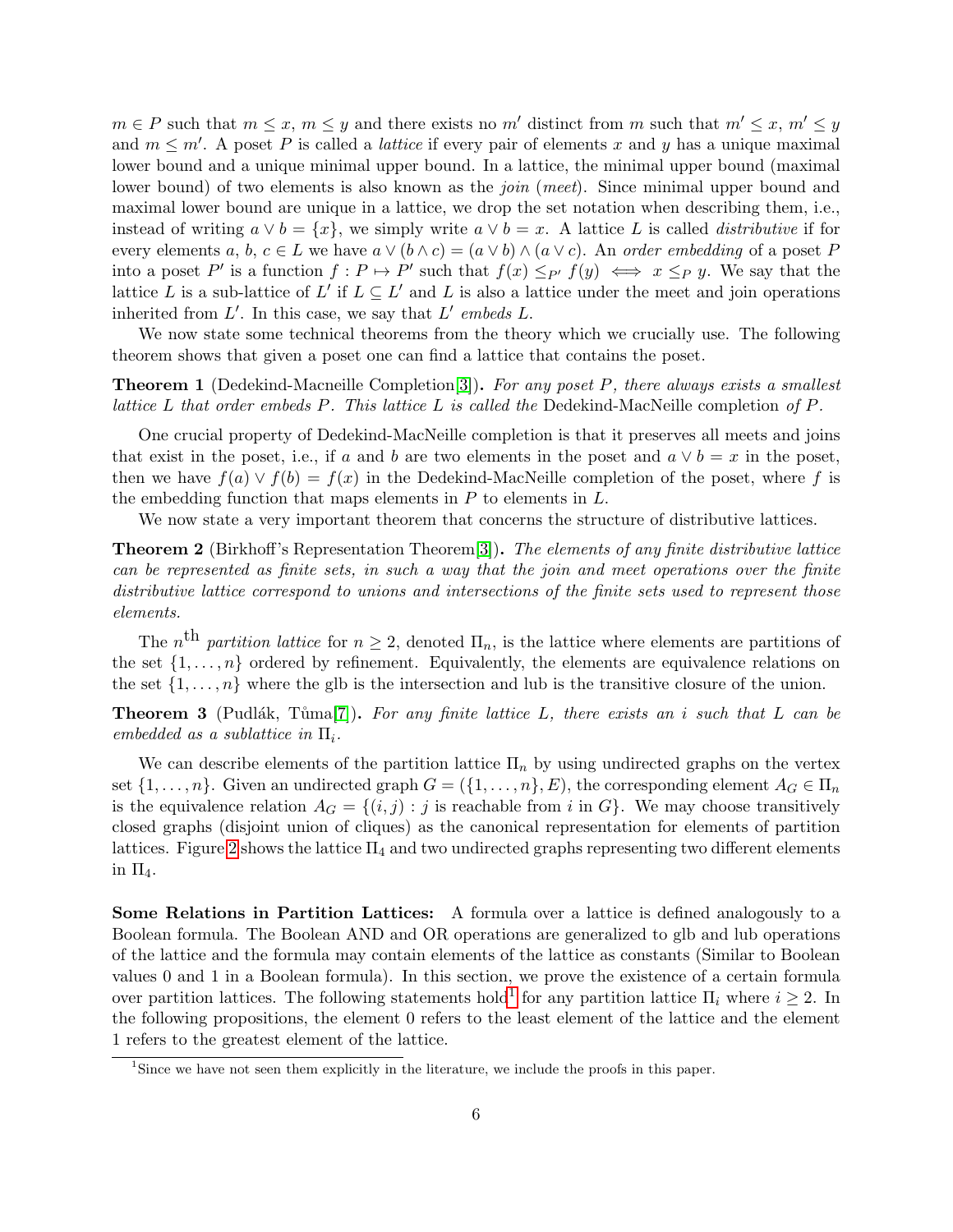$m \in P$ such that $m \leq x$, $m \leq y$ and there exists no $m'$ distinct from $m$ such that $m' \leq x$, $m' \leq y$ and $m \leq m'$. A poset $P$ is called a *lattice* if every pair of elements $x$ and $y$ has a unique maximal lower bound and a unique minimal upper bound. In a lattice, the minimal upper bound (maximal lower bound) of two elements is also known as the *join* (*meet*). Since minimal upper bound and maximal lower bound are unique in a lattice, we drop the set notation when describing them, i.e., instead of writing $a \vee b = \{x\}$, we simply write $a \vee b = x$. A lattice $L$ is called *distributive* if for every elements $a, b, c \in L$ we have $a \vee (b \wedge c) = (a \vee b) \wedge (a \vee c)$. An *order embedding* of a poset $P$ into a poset $P'$ is a function $f : P \mapsto P'$ such that $f(x) \leq_{P'} f(y) \iff x \leq_P y$. We say that the lattice $L$ is a sub-lattice of $L'$ if $L \subseteq L'$ and $L$ is also a lattice under the meet and join operations inherited from $L'$. In this case, we say that $L'$ *embeds* $L$.

We now state some technical theorems from the theory which we crucially use. The following theorem shows that given a poset one can find a lattice that contains the poset.

**Theorem 1** (Dedekind-Macneille Completion[3]). *For any poset $P$, there always exists a smallest lattice $L$ that order embeds $P$. This lattice $L$ is called the* Dedekind-MacNeille completion *of $P$.*

One crucial property of Dedekind-MacNeille completion is that it preserves all meets and joins that exist in the poset, i.e., if $a$ and $b$ are two elements in the poset and $a \vee b = x$ in the poset, then we have $f(a) \vee f(b) = f(x)$ in the Dedekind-MacNeille completion of the poset, where $f$ is the embedding function that maps elements in $P$ to elements in $L$.

We now state a very important theorem that concerns the structure of distributive lattices.

**Theorem 2** (Birkhoff's Representation Theorem[3]). *The elements of any finite distributive lattice can be represented as finite sets, in such a way that the join and meet operations over the finite distributive lattice correspond to unions and intersections of the finite sets used to represent those elements.*

The $n^{\text{th}}$ *partition lattice* for $n \geq 2$, denoted $\Pi_n$, is the lattice where elements are partitions of the set $\{1, \ldots, n\}$ ordered by refinement. Equivalently, the elements are equivalence relations on the set $\{1, \ldots, n\}$ where the glb is the intersection and lub is the transitive closure of the union.

**Theorem 3** (Pudlák, Tůma[7]). *For any finite lattice $L$, there exists an $i$ such that $L$ can be embedded as a sublattice in $\Pi_i$.*

We can describe elements of the partition lattice $\Pi_n$ by using undirected graphs on the vertex set $\{1, \ldots, n\}$. Given an undirected graph $G = (\{1, \ldots, n\}, E)$, the corresponding element $A_G \in \Pi_n$ is the equivalence relation $A_G = \{(i, j) : j \text{ is reachable from } i \text{ in } G\}$. We may choose transitively closed graphs (disjoint union of cliques) as the canonical representation for elements of partition lattices. Figure 2 shows the lattice $\Pi_4$ and two undirected graphs representing two different elements in $\Pi_4$.

**Some Relations in Partition Lattices:** A formula over a lattice is defined analogously to a Boolean formula. The Boolean AND and OR operations are generalized to glb and lub operations of the lattice and the formula may contain elements of the lattice as constants (Similar to Boolean values 0 and 1 in a Boolean formula). In this section, we prove the existence of a certain formula over partition lattices. The following statements hold[1] for any partition lattice $\Pi_i$ where $i \geq 2$. In the following propositions, the element 0 refers to the least element of the lattice and the element 1 refers to the greatest element of the lattice.

[1] Since we have not seen them explicitly in the literature, we include the proofs in this paper.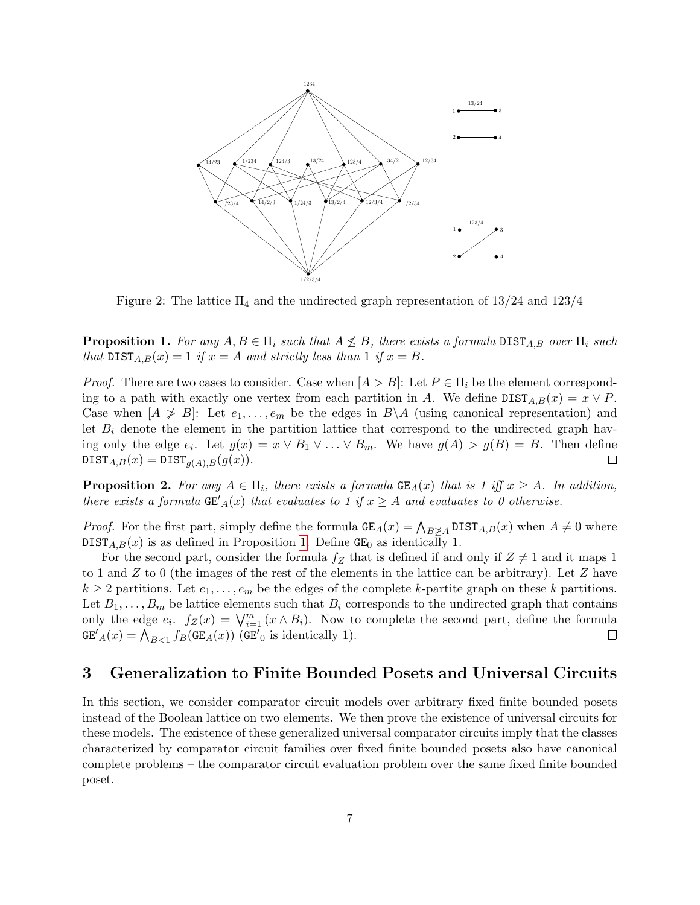Figure 2: The lattice $\Pi_4$ and the undirected graph representation of 13/24 and 123/4

**Proposition 1.** *For any $A, B \in \Pi_i$ such that $A \not\leq B$, there exists a formula $\mathtt{DIST}_{A,B}$ over $\Pi_i$ such that $\mathtt{DIST}_{A,B}(x) = 1$ if $x = A$ and strictly less than 1 if $x = B$.*

*Proof.* There are two cases to consider. Case when $[A > B]$: Let $P \in \Pi_i$ be the element corresponding to a path with exactly one vertex from each partition in $A$. We define $\mathtt{DIST}_{A,B}(x) = x \vee P$. Case when $[A \not> B]$: Let $e_1, \ldots, e_m$ be the edges in $B \backslash A$ (using canonical representation) and let $B_i$ denote the element in the partition lattice that correspond to the undirected graph having only the edge $e_i$. Let $g(x) = x \vee B_1 \vee \ldots \vee B_m$. We have $g(A) > g(B) = B$. Then define $\mathtt{DIST}_{A,B}(x) = \mathtt{DIST}_{g(A),B}(g(x))$. □

**Proposition 2.** *For any $A \in \Pi_i$, there exists a formula $\mathtt{GE}_A(x)$ that is 1 iff $x \geq A$. In addition, there exists a formula $\mathtt{GE'}_A(x)$ that evaluates to 1 if $x \geq A$ and evaluates to 0 otherwise.*

*Proof.* For the first part, simply define the formula $\mathtt{GE}_A(x) = \bigwedge_{B \not\geq A} \mathtt{DIST}_{A,B}(x)$ when $A \neq 0$ where $\mathtt{DIST}_{A,B}(x)$ is as defined in Proposition 1. Define $\mathtt{GE}_0$ as identically 1.

For the second part, consider the formula $f_Z$ that is defined if and only if $Z \neq 1$ and it maps 1 to 1 and $Z$ to 0 (the images of the rest of the elements in the lattice can be arbitrary). Let $Z$ have $k \geq 2$ partitions. Let $e_1, \ldots, e_m$ be the edges of the complete $k$-partite graph on these $k$ partitions. Let $B_1, \ldots, B_m$ be lattice elements such that $B_i$ corresponds to the undirected graph that contains only the edge $e_i$. $f_Z(x) = \bigvee_{i=1}^{m} (x \wedge B_i)$. Now to complete the second part, define the formula $\mathtt{GE'}_A(x) = \bigwedge_{B<1} f_B(\mathtt{GE}_A(x))$ ($\mathtt{GE'}_0$ is identically 1). □

## 3 Generalization to Finite Bounded Posets and Universal Circuits

In this section, we consider comparator circuit models over arbitrary fixed finite bounded posets instead of the Boolean lattice on two elements. We then prove the existence of universal circuits for these models. The existence of these generalized universal comparator circuits imply that the classes characterized by comparator circuit families over fixed finite bounded posets also have canonical complete problems – the comparator circuit evaluation problem over the same fixed finite bounded poset.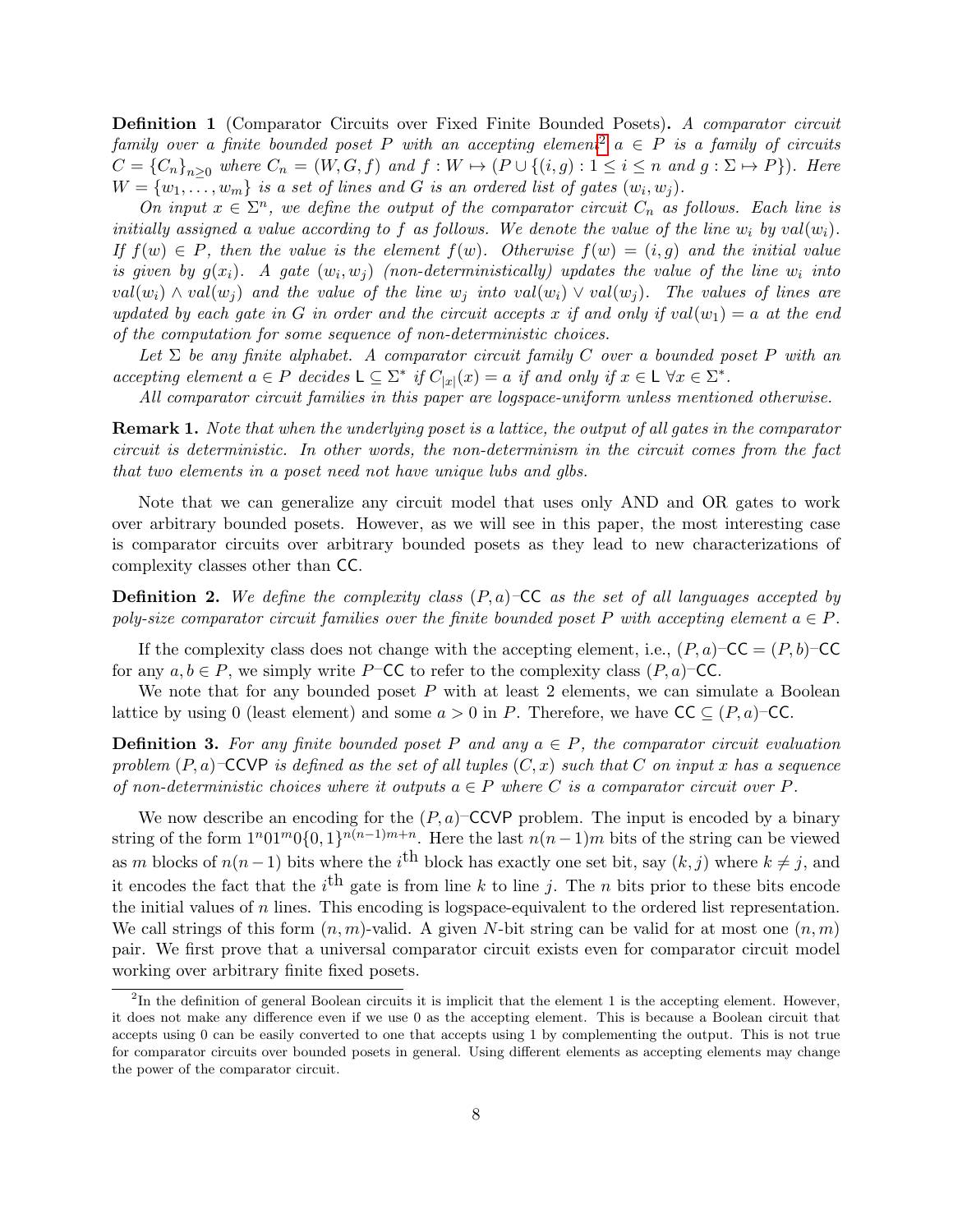**Definition 1** (Comparator Circuits over Fixed Finite Bounded Posets)**.** *A comparator circuit family over a finite bounded poset $P$ with an accepting element*[2] *$a \in P$ is a family of circuits $C = \{C_n\}_{n \geq 0}$ where $C_n = (W, G, f)$ and $f : W \mapsto (P \cup \{(i, g) : 1 \leq i \leq n \text{ and } g : \Sigma \mapsto P\})$. Here $W = \{w_1, \ldots, w_m\}$ is a set of lines and $G$ is an ordered list of gates $(w_i, w_j)$.*

*On input $x \in \Sigma^n$, we define the output of the comparator circuit $C_n$ as follows. Each line is initially assigned a value according to $f$ as follows. We denote the value of the line $w_i$ by $val(w_i)$. If $f(w) \in P$, then the value is the element $f(w)$. Otherwise $f(w) = (i, g)$ and the initial value is given by $g(x_i)$. A gate $(w_i, w_j)$ (non-deterministically) updates the value of the line $w_i$ into $val(w_i) \wedge val(w_j)$ and the value of the line $w_j$ into $val(w_i) \vee val(w_j)$. The values of lines are updated by each gate in $G$ in order and the circuit accepts $x$ if and only if $val(w_1) = a$ at the end of the computation for some sequence of non-deterministic choices.*

*Let $\Sigma$ be any finite alphabet. A comparator circuit family $C$ over a bounded poset $P$ with an accepting element $a \in P$ decides $\mathsf{L} \subseteq \Sigma^*$ if $C_{|x|}(x) = a$ if and only if $x \in \mathsf{L}$ $\forall x \in \Sigma^*$.*

*All comparator circuit families in this paper are logspace-uniform unless mentioned otherwise.*

**Remark 1.** *Note that when the underlying poset is a lattice, the output of all gates in the comparator circuit is deterministic. In other words, the non-determinism in the circuit comes from the fact that two elements in a poset need not have unique lubs and glbs.*

Note that we can generalize any circuit model that uses only AND and OR gates to work over arbitrary bounded posets. However, as we will see in this paper, the most interesting case is comparator circuits over arbitrary bounded posets as they lead to new characterizations of complexity classes other than $\mathsf{CC}$.

**Definition 2.** *We define the complexity class $(P, a)$–$\mathsf{CC}$ as the set of all languages accepted by poly-size comparator circuit families over the finite bounded poset $P$ with accepting element $a \in P$.*

If the complexity class does not change with the accepting element, i.e., $(P, a)$–$\mathsf{CC} = (P, b)$–$\mathsf{CC}$ for any $a, b \in P$, we simply write $P$–$\mathsf{CC}$ to refer to the complexity class $(P, a)$–$\mathsf{CC}$.

We note that for any bounded poset $P$ with at least 2 elements, we can simulate a Boolean lattice by using 0 (least element) and some $a > 0$ in $P$. Therefore, we have $\mathsf{CC} \subseteq (P, a)$–$\mathsf{CC}$.

**Definition 3.** *For any finite bounded poset $P$ and any $a \in P$, the comparator circuit evaluation problem $(P, a)$–$\mathsf{CCVP}$ is defined as the set of all tuples $(C, x)$ such that $C$ on input $x$ has a sequence of non-deterministic choices where it outputs $a \in P$ where $C$ is a comparator circuit over $P$.*

We now describe an encoding for the $(P, a)$–$\mathsf{CCVP}$ problem. The input is encoded by a binary string of the form $1^n 0 1^m 0 \{0, 1\}^{n(n-1)m+n}$. Here the last $n(n-1)m$ bits of the string can be viewed as $m$ blocks of $n(n-1)$ bits where the $i^{\text{th}}$ block has exactly one set bit, say $(k, j)$ where $k \neq j$, and it encodes the fact that the $i^{\text{th}}$ gate is from line $k$ to line $j$. The $n$ bits prior to these bits encode the initial values of $n$ lines. This encoding is logspace-equivalent to the ordered list representation. We call strings of this form $(n, m)$-valid. A given $N$-bit string can be valid for at most one $(n, m)$ pair. We first prove that a universal comparator circuit exists even for comparator circuit model working over arbitrary finite fixed posets.

[2] In the definition of general Boolean circuits it is implicit that the element 1 is the accepting element. However, it does not make any difference even if we use 0 as the accepting element. This is because a Boolean circuit that accepts using 0 can be easily converted to one that accepts using 1 by complementing the output. This is not true for comparator circuits over bounded posets in general. Using different elements as accepting elements may change the power of the comparator circuit.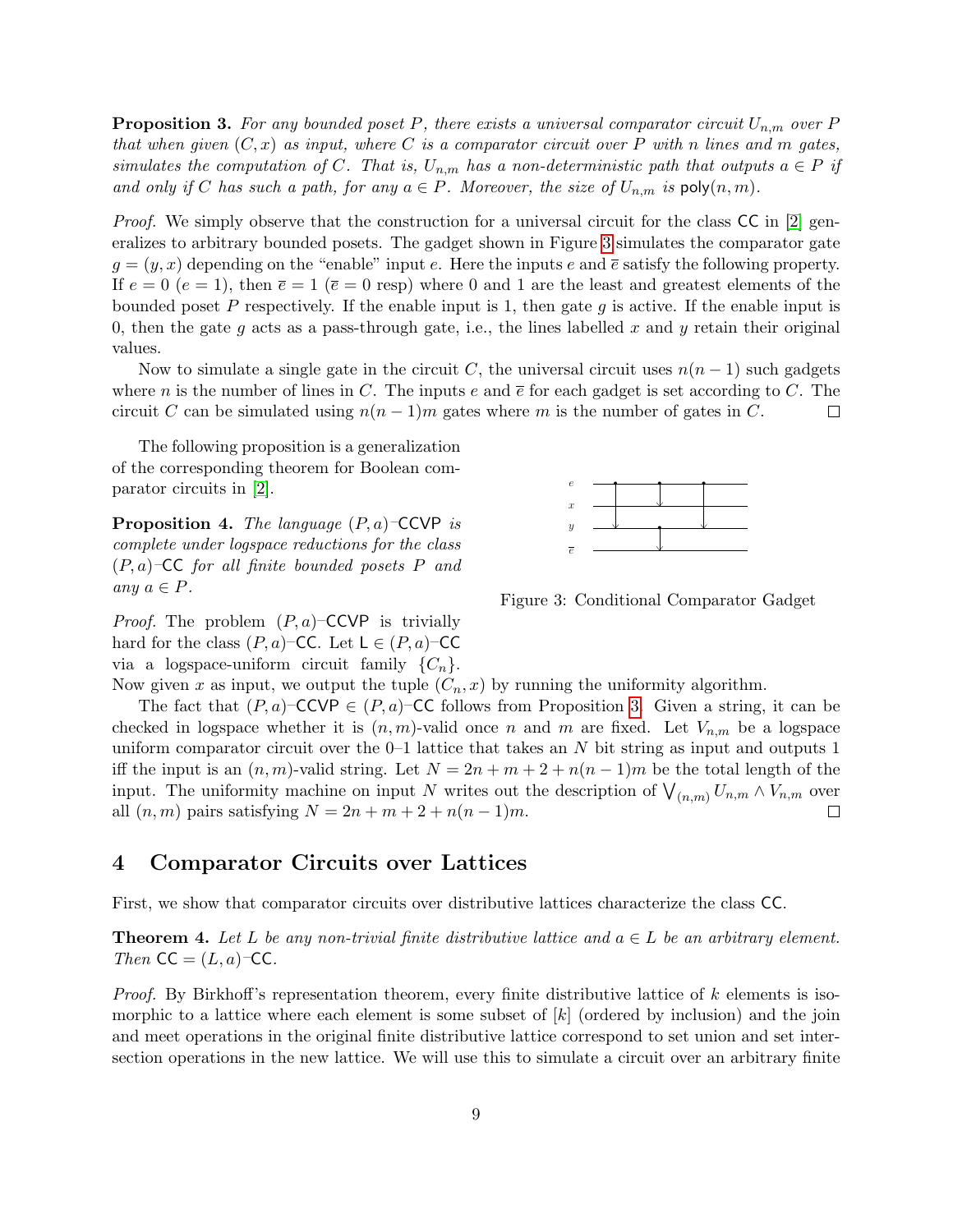**Proposition 3.** *For any bounded poset $P$, there exists a universal comparator circuit $U_{n,m}$ over $P$ that when given $(C, x)$ as input, where $C$ is a comparator circuit over $P$ with $n$ lines and $m$ gates, simulates the computation of $C$. That is, $U_{n,m}$ has a non-deterministic path that outputs $a \in P$ if and only if $C$ has such a path, for any $a \in P$. Moreover, the size of $U_{n,m}$ is $\mathsf{poly}(n, m)$.*

*Proof.* We simply observe that the construction for a universal circuit for the class $\mathsf{CC}$ in [2] generalizes to arbitrary bounded posets. The gadget shown in Figure 3 simulates the comparator gate $g = (y, x)$ depending on the "enable" input $e$. Here the inputs $e$ and $\overline{e}$ satisfy the following property. If $e = 0$ ($e = 1$), then $\overline{e} = 1$ ($\overline{e} = 0$ resp) where 0 and 1 are the least and greatest elements of the bounded poset $P$ respectively. If the enable input is 1, then gate $g$ is active. If the enable input is 0, then the gate $g$ acts as a pass-through gate, i.e., the lines labelled $x$ and $y$ retain their original values.

Now to simulate a single gate in the circuit $C$, the universal circuit uses $n(n-1)$ such gadgets where $n$ is the number of lines in $C$. The inputs $e$ and $\overline{e}$ for each gadget is set according to $C$. The circuit $C$ can be simulated using $n(n-1)m$ gates where $m$ is the number of gates in $C$. □

The following proposition is a generalization of the corresponding theorem for Boolean comparator circuits in [2].

**Proposition 4.** *The language $(P, a)$–$\mathsf{CCVP}$ is complete under logspace reductions for the class $(P, a)$–$\mathsf{CC}$ for all finite bounded posets $P$ and any $a \in P$.*

$e$

$x$

$y$

$\overline{e}$

Figure 3: Conditional Comparator Gadget

*Proof.* The problem $(P, a)$–$\mathsf{CCVP}$ is trivially hard for the class $(P, a)$–$\mathsf{CC}$. Let $\mathsf{L} \in (P, a)$–$\mathsf{CC}$ via a logspace-uniform circuit family $\{C_n\}$. Now given $x$ as input, we output the tuple $(C_n, x)$ by running the uniformity algorithm.

The fact that $(P, a)$–$\mathsf{CCVP} \in (P, a)$–$\mathsf{CC}$ follows from Proposition 3. Given a string, it can be checked in logspace whether it is $(n, m)$-valid once $n$ and $m$ are fixed. Let $V_{n,m}$ be a logspace uniform comparator circuit over the 0–1 lattice that takes an $N$ bit string as input and outputs 1 iff the input is an $(n, m)$-valid string. Let $N = 2n + m + 2 + n(n-1)m$ be the total length of the input. The uniformity machine on input $N$ writes out the description of $\bigvee_{(n,m)} U_{n,m} \wedge V_{n,m}$ over all $(n, m)$ pairs satisfying $N = 2n + m + 2 + n(n-1)m$. □

## 4 Comparator Circuits over Lattices

First, we show that comparator circuits over distributive lattices characterize the class $\mathsf{CC}$.

**Theorem 4.** *Let $L$ be any non-trivial finite distributive lattice and $a \in L$ be an arbitrary element. Then $\mathsf{CC} = (L, a)$–$\mathsf{CC}$.*

*Proof.* By Birkhoff's representation theorem, every finite distributive lattice of $k$ elements is isomorphic to a lattice where each element is some subset of $[k]$ (ordered by inclusion) and the join and meet operations in the original finite distributive lattice correspond to set union and set intersection operations in the new lattice. We will use this to simulate a circuit over an arbitrary finite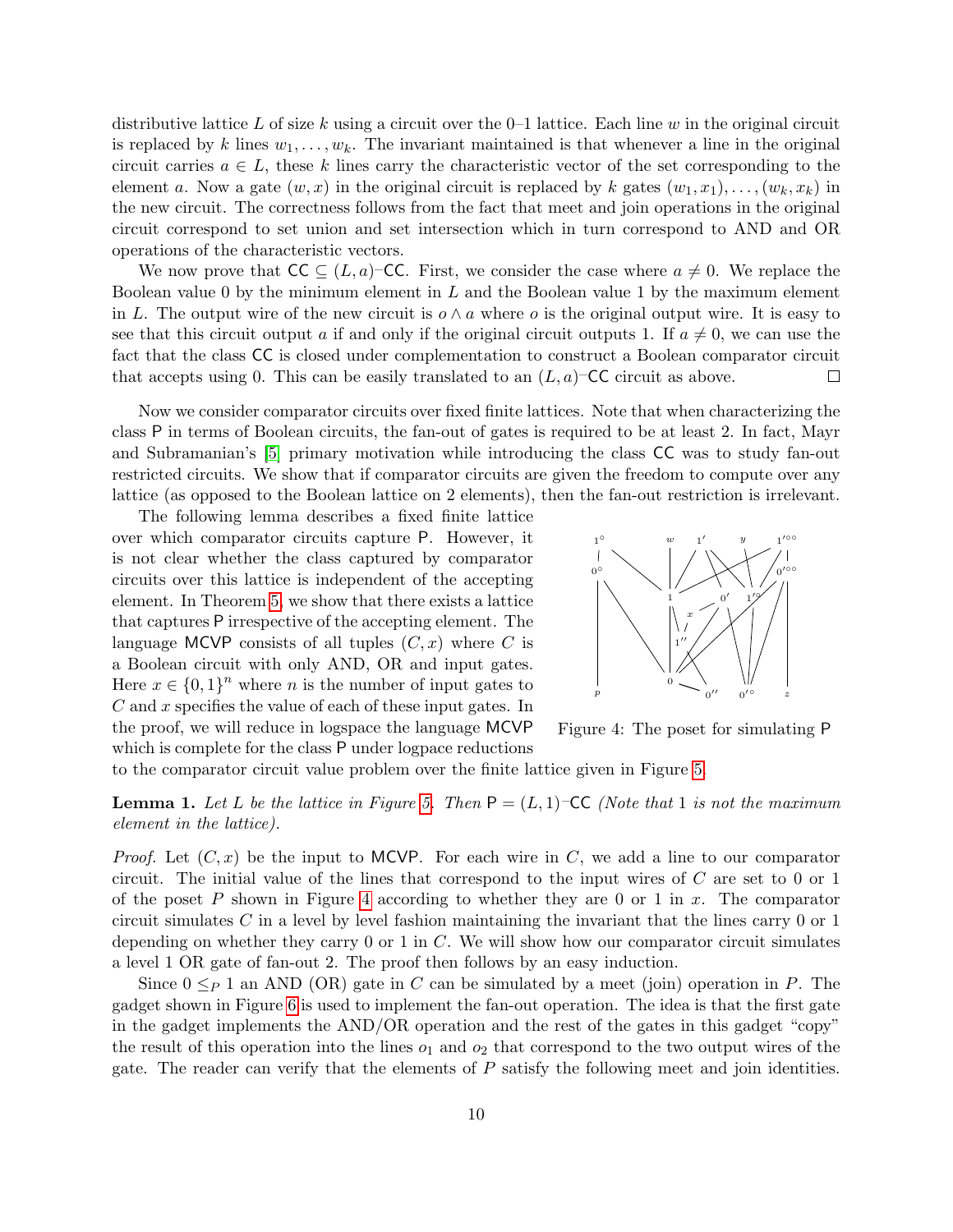distributive lattice $L$ of size $k$ using a circuit over the 0–1 lattice. Each line $w$ in the original circuit is replaced by $k$ lines $w_1, \ldots, w_k$. The invariant maintained is that whenever a line in the original circuit carries $a \in L$, these $k$ lines carry the characteristic vector of the set corresponding to the element $a$. Now a gate $(w, x)$ in the original circuit is replaced by $k$ gates $(w_1, x_1), \ldots, (w_k, x_k)$ in the new circuit. The correctness follows from the fact that meet and join operations in the original circuit correspond to set union and set intersection which in turn correspond to AND and OR operations of the characteristic vectors.

We now prove that $\mathsf{CC} \subseteq (L, a)$–$\mathsf{CC}$. First, we consider the case where $a \neq 0$. We replace the Boolean value 0 by the minimum element in $L$ and the Boolean value 1 by the maximum element in $L$. The output wire of the new circuit is $o \wedge a$ where $o$ is the original output wire. It is easy to see that this circuit output $a$ if and only if the original circuit outputs 1. If $a \neq 0$, we can use the fact that the class $\mathsf{CC}$ is closed under complementation to construct a Boolean comparator circuit that accepts using 0. This can be easily translated to an $(L, a)$–$\mathsf{CC}$ circuit as above. ☐

Now we consider comparator circuits over fixed finite lattices. Note that when characterizing the class $\mathsf{P}$ in terms of Boolean circuits, the fan-out of gates is required to be at least 2. In fact, Mayr and Subramanian's [5] primary motivation while introducing the class $\mathsf{CC}$ was to study fan-out restricted circuits. We show that if comparator circuits are given the freedom to compute over any lattice (as opposed to the Boolean lattice on 2 elements), then the fan-out restriction is irrelevant.

The following lemma describes a fixed finite lattice over which comparator circuits capture $\mathsf{P}$. However, it is not clear whether the class captured by comparator circuits over this lattice is independent of the accepting element. In Theorem 5, we show that there exists a lattice that captures $\mathsf{P}$ irrespective of the accepting element. The language $\mathsf{MCVP}$ consists of all tuples $(C, x)$ where $C$ is a Boolean circuit with only AND, OR and input gates. Here $x \in \{0,1\}^n$ where $n$ is the number of input gates to $C$ and $x$ specifies the value of each of these input gates. In the proof, we will reduce in logspace the language $\mathsf{MCVP}$ which is complete for the class $\mathsf{P}$ under logpace reductions to the comparator circuit value problem over the finite lattice given in Figure 5.

$1^\circ$ $w$ $1'$ $y$ $1'^{\circ\circ}$
$0^\circ$ $0'^{\circ\circ}$
$1$ $0'$ $1'^\circ$
$x$
$1''$
$0$
$p$ $0''$ $0'^\circ$ $z$

Figure 4: The poset for simulating $\mathsf{P}$

**Lemma 1.** *Let $L$ be the lattice in Figure 5. Then $\mathsf{P} = (L, 1)$–$\mathsf{CC}$ (Note that 1 is not the maximum element in the lattice).*

*Proof.* Let $(C, x)$ be the input to $\mathsf{MCVP}$. For each wire in $C$, we add a line to our comparator circuit. The initial value of the lines that correspond to the input wires of $C$ are set to 0 or 1 of the poset $P$ shown in Figure 4 according to whether they are 0 or 1 in $x$. The comparator circuit simulates $C$ in a level by level fashion maintaining the invariant that the lines carry 0 or 1 depending on whether they carry 0 or 1 in $C$. We will show how our comparator circuit simulates a level 1 OR gate of fan-out 2. The proof then follows by an easy induction.

Since $0 \leq_P 1$ an AND (OR) gate in $C$ can be simulated by a meet (join) operation in $P$. The gadget shown in Figure 6 is used to implement the fan-out operation. The idea is that the first gate in the gadget implements the AND/OR operation and the rest of the gates in this gadget "copy" the result of this operation into the lines $o_1$ and $o_2$ that correspond to the two output wires of the gate. The reader can verify that the elements of $P$ satisfy the following meet and join identities.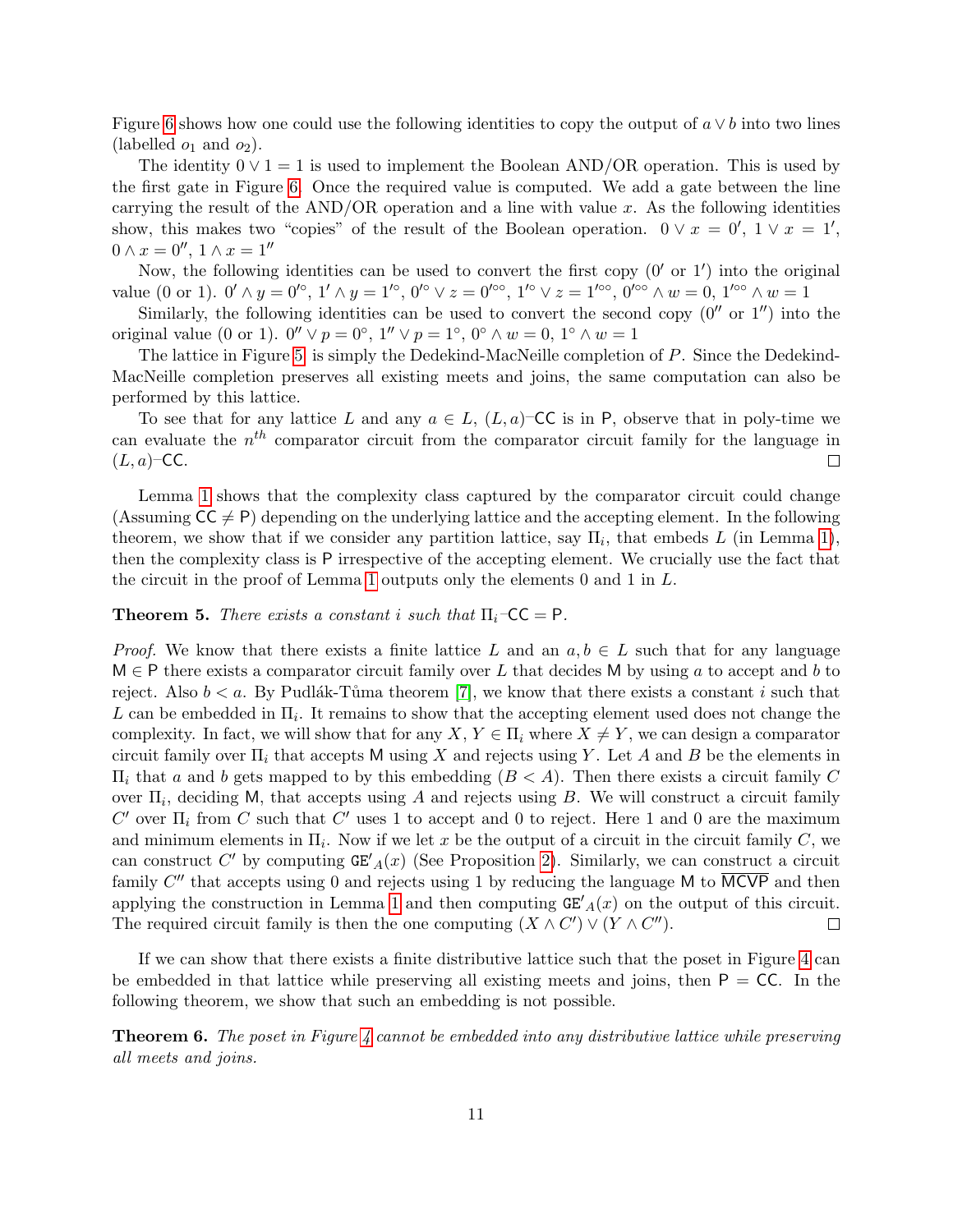Figure 6 shows how one could use the following identities to copy the output of $a \vee b$ into two lines (labelled $o_1$ and $o_2$).

The identity $0 \vee 1 = 1$ is used to implement the Boolean AND/OR operation. This is used by the first gate in Figure 6. Once the required value is computed. We add a gate between the line carrying the result of the AND/OR operation and a line with value $x$. As the following identities show, this makes two "copies" of the result of the Boolean operation. $0 \vee x = 0'$, $1 \vee x = 1'$, $0 \wedge x = 0''$, $1 \wedge x = 1''$

Now, the following identities can be used to convert the first copy ($0'$ or $1'$) into the original value (0 or 1). $0' \wedge y = 0'^{\circ}$, $1' \wedge y = 1'^{\circ}$, $0'^{\circ} \vee z = 0'^{\circ\circ}$, $1'^{\circ} \vee z = 1'^{\circ\circ}$, $0'^{\circ\circ} \wedge w = 0$, $1'^{\circ\circ} \wedge w = 1$

Similarly, the following identities can be used to convert the second copy ($0''$ or $1''$) into the original value (0 or 1). $0'' \vee p = 0^{\circ}$, $1'' \vee p = 1^{\circ}$, $0^{\circ} \wedge w = 0$, $1^{\circ} \wedge w = 1$

The lattice in Figure 5 is simply the Dedekind-MacNeille completion of $P$. Since the Dedekind-MacNeille completion preserves all existing meets and joins, the same computation can also be performed by this lattice.

To see that for any lattice $L$ and any $a \in L$, $(L, a)$–$\mathsf{CC}$ is in $\mathsf{P}$, observe that in poly-time we can evaluate the $n^{th}$ comparator circuit from the comparator circuit family for the language in $(L, a)$–$\mathsf{CC}$. ◻

Lemma 1 shows that the complexity class captured by the comparator circuit could change (Assuming $\mathsf{CC} \neq \mathsf{P}$) depending on the underlying lattice and the accepting element. In the following theorem, we show that if we consider any partition lattice, say $\Pi_i$, that embeds $L$ (in Lemma 1), then the complexity class is $\mathsf{P}$ irrespective of the accepting element. We crucially use the fact that the circuit in the proof of Lemma 1 outputs only the elements 0 and 1 in $L$.

**Theorem 5.** *There exists a constant $i$ such that $\Pi_i$–$\mathsf{CC} = \mathsf{P}$.*

*Proof.* We know that there exists a finite lattice $L$ and an $a, b \in L$ such that for any language $\mathsf{M} \in \mathsf{P}$ there exists a comparator circuit family over $L$ that decides $\mathsf{M}$ by using $a$ to accept and $b$ to reject. Also $b < a$. By Pudlák-Tůma theorem [7], we know that there exists a constant $i$ such that $L$ can be embedded in $\Pi_i$. It remains to show that the accepting element used does not change the complexity. In fact, we will show that for any $X, Y \in \Pi_i$ where $X \neq Y$, we can design a comparator circuit family over $\Pi_i$ that accepts $\mathsf{M}$ using $X$ and rejects using $Y$. Let $A$ and $B$ be the elements in $\Pi_i$ that $a$ and $b$ gets mapped to by this embedding ($B < A$). Then there exists a circuit family $C$ over $\Pi_i$, deciding $\mathsf{M}$, that accepts using $A$ and rejects using $B$. We will construct a circuit family $C'$ over $\Pi_i$ from $C$ such that $C'$ uses 1 to accept and 0 to reject. Here 1 and 0 are the maximum and minimum elements in $\Pi_i$. Now if we let $x$ be the output of a circuit in the circuit family $C$, we can construct $C'$ by computing $\mathtt{GE'}_A(x)$ (See Proposition 2). Similarly, we can construct a circuit family $C''$ that accepts using 0 and rejects using 1 by reducing the language $\mathsf{M}$ to $\overline{\mathsf{MCVP}}$ and then applying the construction in Lemma 1 and then computing $\mathtt{GE'}_A(x)$ on the output of this circuit. The required circuit family is then the one computing $(X \wedge C') \vee (Y \wedge C'')$. ◻

If we can show that there exists a finite distributive lattice such that the poset in Figure 4 can be embedded in that lattice while preserving all existing meets and joins, then $\mathsf{P} = \mathsf{CC}$. In the following theorem, we show that such an embedding is not possible.

**Theorem 6.** *The poset in Figure 4 cannot be embedded into any distributive lattice while preserving all meets and joins.*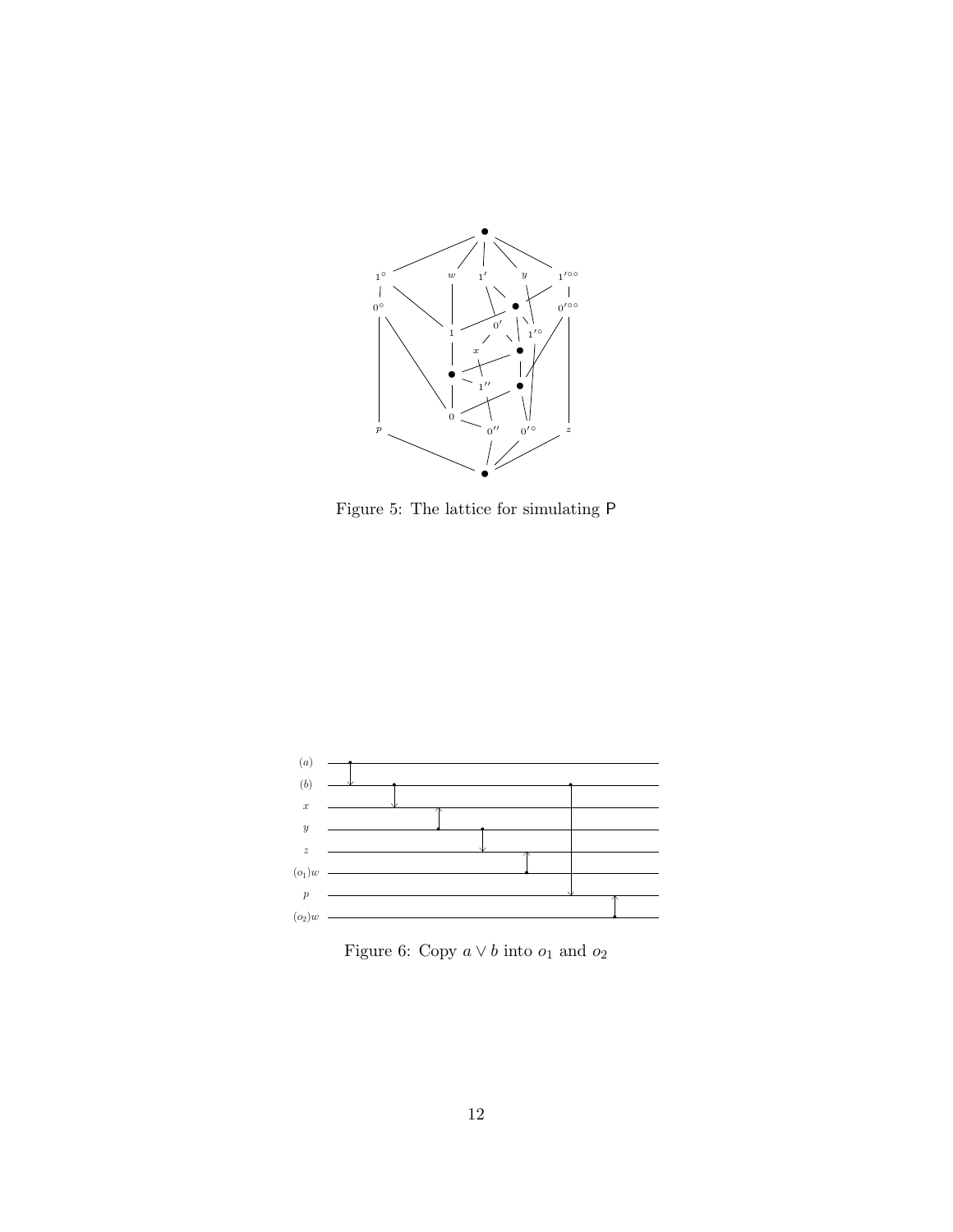$1^\circ$

$w$

$1'$

$y$

$1'^{\circ\circ}$

$0^\circ$

$0'^{\circ\circ}$

$1$

$0'$

$1'^\circ$

$x$

$1''$

$0$

$p$

$0''$

$0'^\circ$

$z$

Figure 5: The lattice for simulating P

$(a)$

$(b)$

$x$

$y$

$z$

$(o_1)w$

$p$

$(o_2)w$

Figure 6: Copy $a \vee b$ into $o_1$ and $o_2$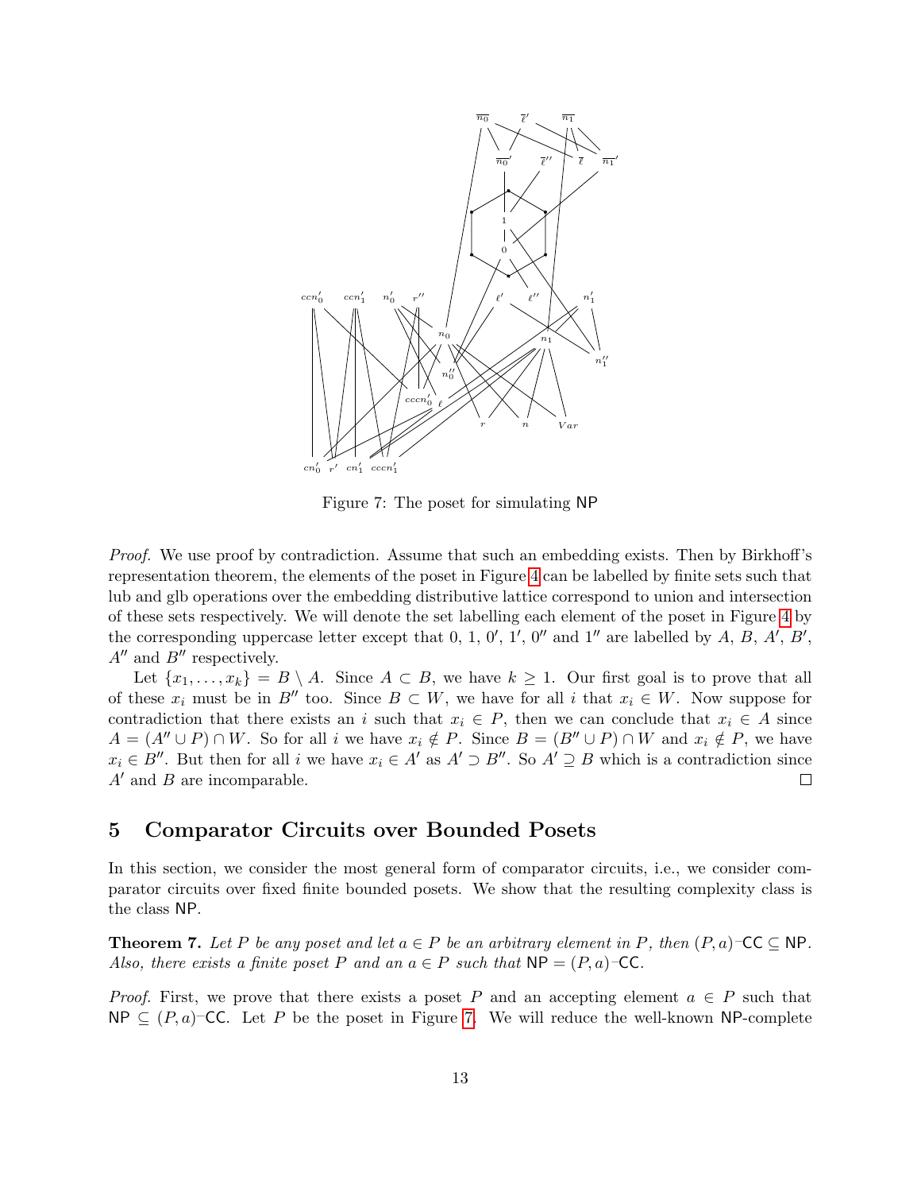Figure 7: The poset for simulating NP

*Proof.* We use proof by contradiction. Assume that such an embedding exists. Then by Birkhoff's representation theorem, the elements of the poset in Figure 4 can be labelled by finite sets such that lub and glb operations over the embedding distributive lattice correspond to union and intersection of these sets respectively. We will denote the set labelling each element of the poset in Figure 4 by the corresponding uppercase letter except that 0, 1, $0'$, $1'$, $0''$ and $1''$ are labelled by $A$, $B$, $A'$, $B'$, $A''$ and $B''$ respectively.

Let $\{x_1, \ldots, x_k\} = B \setminus A$. Since $A \subset B$, we have $k \geq 1$. Our first goal is to prove that all of these $x_i$ must be in $B''$ too. Since $B \subset W$, we have for all $i$ that $x_i \in W$. Now suppose for contradiction that there exists an $i$ such that $x_i \in P$, then we can conclude that $x_i \in A$ since $A = (A'' \cup P) \cap W$. So for all $i$ we have $x_i \notin P$. Since $B = (B'' \cup P) \cap W$ and $x_i \notin P$, we have $x_i \in B''$. But then for all $i$ we have $x_i \in A'$ as $A' \supset B''$. So $A' \supseteq B$ which is a contradiction since $A'$ and $B$ are incomparable. $\square$

## 5 Comparator Circuits over Bounded Posets

In this section, we consider the most general form of comparator circuits, i.e., we consider comparator circuits over fixed finite bounded posets. We show that the resulting complexity class is the class NP.

**Theorem 7.** *Let $P$ be any poset and let $a \in P$ be an arbitrary element in $P$, then $(P, a)$–$\mathsf{CC} \subseteq \mathsf{NP}$. Also, there exists a finite poset $P$ and an $a \in P$ such that $\mathsf{NP} = (P, a)$–$\mathsf{CC}$.*

*Proof.* First, we prove that there exists a poset $P$ and an accepting element $a \in P$ such that $\mathsf{NP} \subseteq (P, a)$–$\mathsf{CC}$. Let $P$ be the poset in Figure 7. We will reduce the well-known NP-complete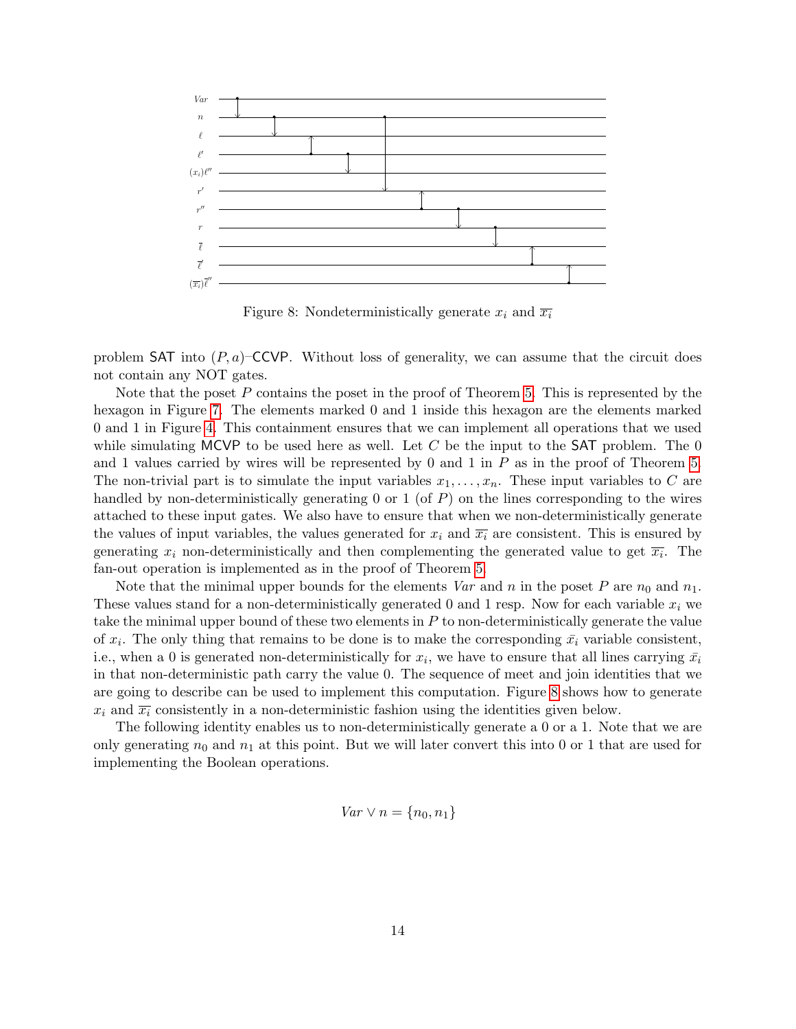Var

n

$\ell$

$\ell'$

$(x_i)\ell''$

$r'$

$r''$

$r$

$\overline{\ell}$

$\overline{\ell}'$

$(\overline{x_i})\overline{\ell}''$

Figure 8: Nondeterministically generate $x_i$ and $\overline{x_i}$

problem SAT into $(P, a)$–CCVP. Without loss of generality, we can assume that the circuit does not contain any NOT gates.

Note that the poset $P$ contains the poset in the proof of Theorem 5. This is represented by the hexagon in Figure 7. The elements marked 0 and 1 inside this hexagon are the elements marked 0 and 1 in Figure 4. This containment ensures that we can implement all operations that we used while simulating MCVP to be used here as well. Let $C$ be the input to the SAT problem. The 0 and 1 values carried by wires will be represented by 0 and 1 in $P$ as in the proof of Theorem 5. The non-trivial part is to simulate the input variables $x_1, \ldots, x_n$. These input variables to $C$ are handled by non-deterministically generating 0 or 1 (of $P$) on the lines corresponding to the wires attached to these input gates. We also have to ensure that when we non-deterministically generate the values of input variables, the values generated for $x_i$ and $\overline{x_i}$ are consistent. This is ensured by generating $x_i$ non-deterministically and then complementing the generated value to get $\overline{x_i}$. The fan-out operation is implemented as in the proof of Theorem 5.

Note that the minimal upper bounds for the elements $Var$ and $n$ in the poset $P$ are $n_0$ and $n_1$. These values stand for a non-deterministically generated 0 and 1 resp. Now for each variable $x_i$ we take the minimal upper bound of these two elements in $P$ to non-deterministically generate the value of $x_i$. The only thing that remains to be done is to make the corresponding $\bar{x}_i$ variable consistent, i.e., when a 0 is generated non-deterministically for $x_i$, we have to ensure that all lines carrying $\bar{x}_i$ in that non-deterministic path carry the value 0. The sequence of meet and join identities that we are going to describe can be used to implement this computation. Figure 8 shows how to generate $x_i$ and $\overline{x_i}$ consistently in a non-deterministic fashion using the identities given below.

The following identity enables us to non-deterministically generate a 0 or a 1. Note that we are only generating $n_0$ and $n_1$ at this point. But we will later convert this into 0 or 1 that are used for implementing the Boolean operations.

$$Var \vee n = \{n_0, n_1\}$$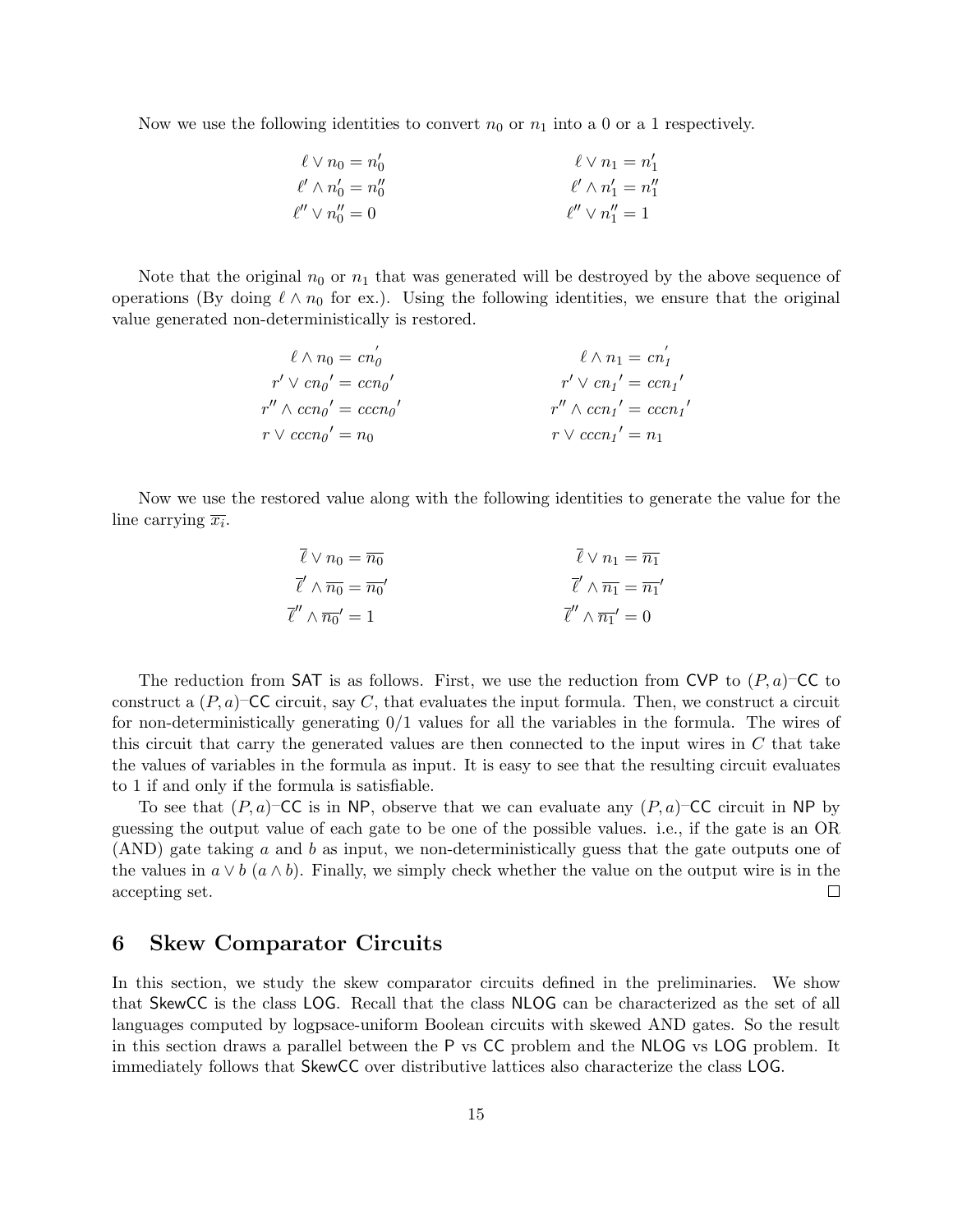Now we use the following identities to convert $n_0$ or $n_1$ into a 0 or a 1 respectively.

$$\begin{aligned} \ell \vee n_0 &= n_0' & \qquad \ell \vee n_1 &= n_1' \\ \ell' \wedge n_0' &= n_0'' & \qquad \ell' \wedge n_1' &= n_1'' \\ \ell'' \vee n_0'' &= 0 & \qquad \ell'' \vee n_1'' &= 1 \end{aligned}$$

Note that the original $n_0$ or $n_1$ that was generated will be destroyed by the above sequence of operations (By doing $\ell \wedge n_0$ for ex.). Using the following identities, we ensure that the original value generated non-deterministically is restored.

$$\begin{aligned} \ell \wedge n_0 &= cn_0' & \qquad \ell \wedge n_1 &= cn_1' \\ r' \vee cn_0' &= ccn_0' & \qquad r' \vee cn_1' &= ccn_1' \\ r'' \wedge ccn_0' &= cccn_0' & \qquad r'' \wedge ccn_1' &= cccn_1' \\ r \vee cccn_0' &= n_0 & \qquad r \vee cccn_1' &= n_1 \end{aligned}$$

Now we use the restored value along with the following identities to generate the value for the line carrying $\overline{x_i}$.

$$\begin{aligned} \overline{\ell} \vee n_0 &= \overline{n_0} & \qquad \overline{\ell} \vee n_1 &= \overline{n_1} \\ \overline{\ell}' \wedge \overline{n_0} &= \overline{n_0}' & \qquad \overline{\ell}' \wedge \overline{n_1} &= \overline{n_1}' \\ \overline{\ell}'' \wedge \overline{n_0}' &= 1 & \qquad \overline{\ell}'' \wedge \overline{n_1}' &= 0 \end{aligned}$$

The reduction from SAT is as follows. First, we use the reduction from CVP to $(P, a)$–CC to construct a $(P, a)$–CC circuit, say $C$, that evaluates the input formula. Then, we construct a circuit for non-deterministically generating 0/1 values for all the variables in the formula. The wires of this circuit that carry the generated values are then connected to the input wires in $C$ that take the values of variables in the formula as input. It is easy to see that the resulting circuit evaluates to 1 if and only if the formula is satisfiable.

To see that $(P, a)$–CC is in NP, observe that we can evaluate any $(P, a)$–CC circuit in NP by guessing the output value of each gate to be one of the possible values. i.e., if the gate is an OR (AND) gate taking $a$ and $b$ as input, we non-deterministically guess that the gate outputs one of the values in $a \vee b$ ($a \wedge b$). Finally, we simply check whether the value on the output wire is in the accepting set. □

## 6 Skew Comparator Circuits

In this section, we study the skew comparator circuits defined in the preliminaries. We show that SkewCC is the class LOG. Recall that the class NLOG can be characterized as the set of all languages computed by logpsace-uniform Boolean circuits with skewed AND gates. So the result in this section draws a parallel between the P vs CC problem and the NLOG vs LOG problem. It immediately follows that SkewCC over distributive lattices also characterize the class LOG.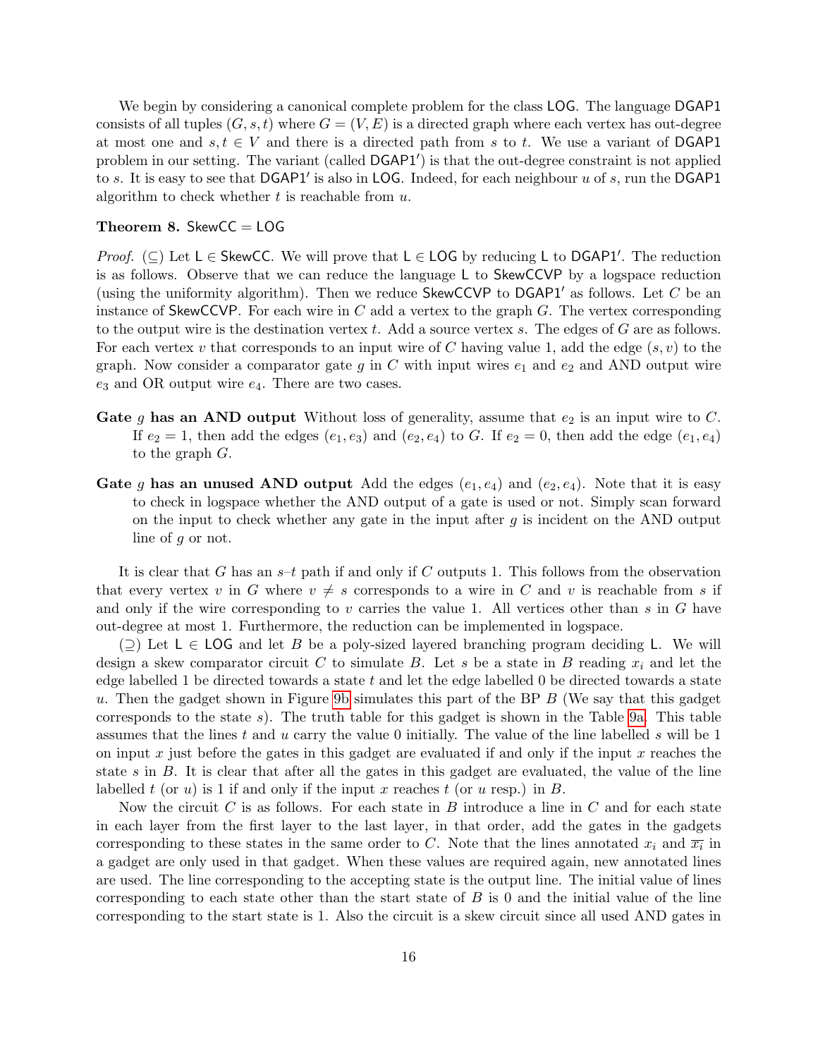We begin by considering a canonical complete problem for the class LOG. The language DGAP1 consists of all tuples $(G, s, t)$ where $G = (V, E)$ is a directed graph where each vertex has out-degree at most one and $s, t \in V$ and there is a directed path from $s$ to $t$. We use a variant of DGAP1 problem in our setting. The variant (called DGAP1′) is that the out-degree constraint is not applied to $s$. It is easy to see that DGAP1′ is also in LOG. Indeed, for each neighbour $u$ of $s$, run the DGAP1 algorithm to check whether $t$ is reachable from $u$.

**Theorem 8.** SkewCC = LOG

*Proof.* ($\subseteq$) Let L $\in$ SkewCC. We will prove that L $\in$ LOG by reducing L to DGAP1′. The reduction is as follows. Observe that we can reduce the language L to SkewCCVP by a logspace reduction (using the uniformity algorithm). Then we reduce SkewCCVP to DGAP1′ as follows. Let $C$ be an instance of SkewCCVP. For each wire in $C$ add a vertex to the graph $G$. The vertex corresponding to the output wire is the destination vertex $t$. Add a source vertex $s$. The edges of $G$ are as follows. For each vertex $v$ that corresponds to an input wire of $C$ having value 1, add the edge $(s, v)$ to the graph. Now consider a comparator gate $g$ in $C$ with input wires $e_1$ and $e_2$ and AND output wire $e_3$ and OR output wire $e_4$. There are two cases.

**Gate $g$ has an AND output** Without loss of generality, assume that $e_2$ is an input wire to $C$. If $e_2 = 1$, then add the edges $(e_1, e_3)$ and $(e_2, e_4)$ to $G$. If $e_2 = 0$, then add the edge $(e_1, e_4)$ to the graph $G$.

**Gate $g$ has an unused AND output** Add the edges $(e_1, e_4)$ and $(e_2, e_4)$. Note that it is easy to check in logspace whether the AND output of a gate is used or not. Simply scan forward on the input to check whether any gate in the input after $g$ is incident on the AND output line of $g$ or not.

It is clear that $G$ has an $s$–$t$ path if and only if $C$ outputs 1. This follows from the observation that every vertex $v$ in $G$ where $v \neq s$ corresponds to a wire in $C$ and $v$ is reachable from $s$ if and only if the wire corresponding to $v$ carries the value 1. All vertices other than $s$ in $G$ have out-degree at most 1. Furthermore, the reduction can be implemented in logspace.

($\supseteq$) Let L $\in$ LOG and let $B$ be a poly-sized layered branching program deciding L. We will design a skew comparator circuit $C$ to simulate $B$. Let $s$ be a state in $B$ reading $x_i$ and let the edge labelled 1 be directed towards a state $t$ and let the edge labelled 0 be directed towards a state $u$. Then the gadget shown in Figure 9b simulates this part of the BP $B$ (We say that this gadget corresponds to the state $s$). The truth table for this gadget is shown in the Table 9a. This table assumes that the lines $t$ and $u$ carry the value 0 initially. The value of the line labelled $s$ will be 1 on input $x$ just before the gates in this gadget are evaluated if and only if the input $x$ reaches the state $s$ in $B$. It is clear that after all the gates in this gadget are evaluated, the value of the line labelled $t$ (or $u$) is 1 if and only if the input $x$ reaches $t$ (or $u$ resp.) in $B$.

Now the circuit $C$ is as follows. For each state in $B$ introduce a line in $C$ and for each state in each layer from the first layer to the last layer, in that order, add the gates in the gadgets corresponding to these states in the same order to $C$. Note that the lines annotated $x_i$ and $\overline{x_i}$ in a gadget are only used in that gadget. When these values are required again, new annotated lines are used. The line corresponding to the accepting state is the output line. The initial value of lines corresponding to each state other than the start state of $B$ is 0 and the initial value of the line corresponding to the start state is 1. Also the circuit is a skew circuit since all used AND gates in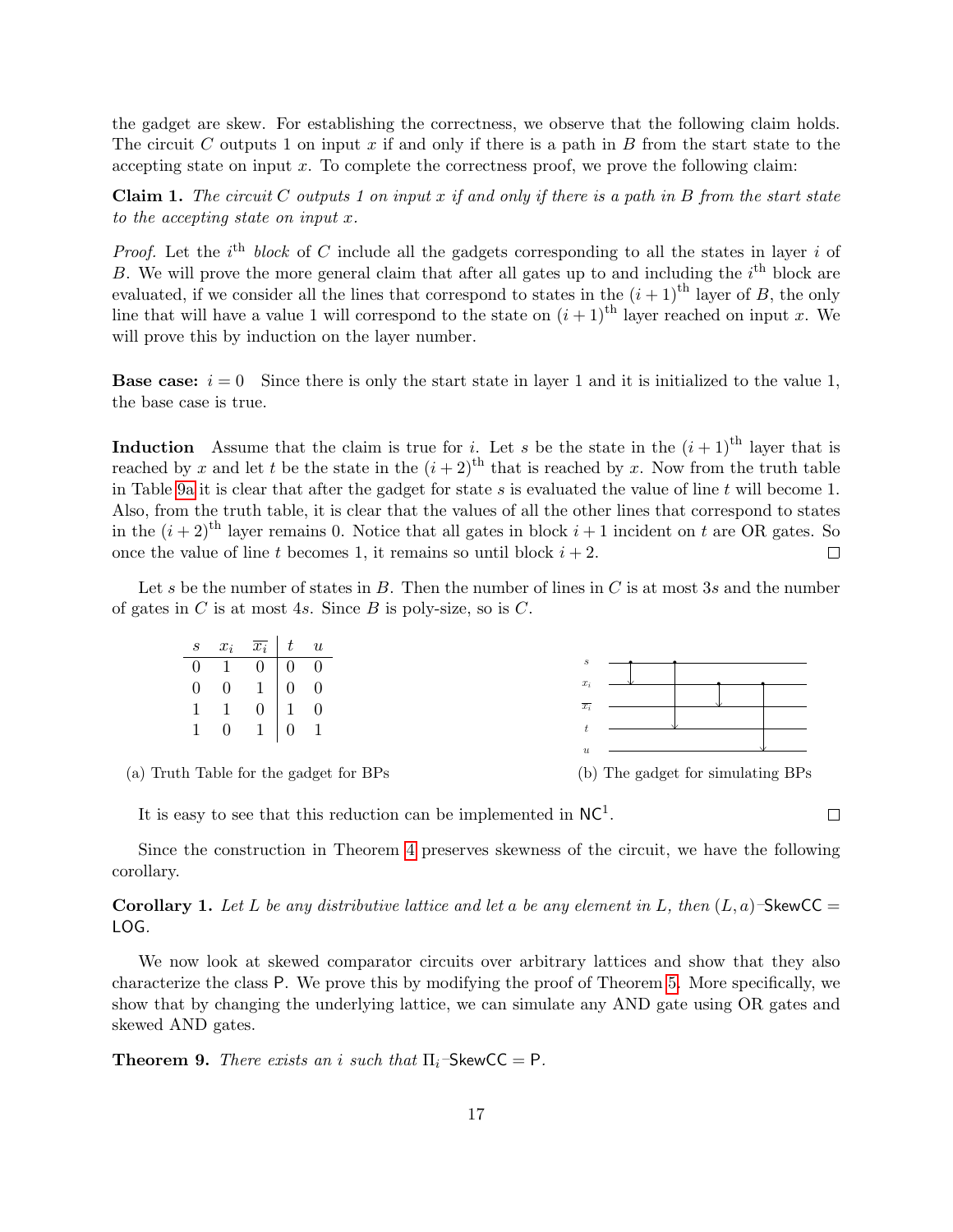the gadget are skew. For establishing the correctness, we observe that the following claim holds. The circuit $C$ outputs 1 on input $x$ if and only if there is a path in $B$ from the start state to the accepting state on input $x$. To complete the correctness proof, we prove the following claim:

**Claim 1.** *The circuit $C$ outputs 1 on input $x$ if and only if there is a path in $B$ from the start state to the accepting state on input $x$.*

*Proof.* Let the $i^{\text{th}}$ *block* of $C$ include all the gadgets corresponding to all the states in layer $i$ of $B$. We will prove the more general claim that after all gates up to and including the $i^{\text{th}}$ block are evaluated, if we consider all the lines that correspond to states in the $(i+1)^{\text{th}}$ layer of $B$, the only line that will have a value 1 will correspond to the state on $(i+1)^{\text{th}}$ layer reached on input $x$. We will prove this by induction on the layer number.

**Base case:** $i = 0$ Since there is only the start state in layer 1 and it is initialized to the value 1, the base case is true.

**Induction** Assume that the claim is true for $i$. Let $s$ be the state in the $(i+1)^{\text{th}}$ layer that is reached by $x$ and let $t$ be the state in the $(i+2)^{\text{th}}$ that is reached by $x$. Now from the truth table in Table 9a it is clear that after the gadget for state $s$ is evaluated the value of line $t$ will become 1. Also, from the truth table, it is clear that the values of all the other lines that correspond to states in the $(i+2)^{\text{th}}$ layer remains 0. Notice that all gates in block $i+1$ incident on $t$ are OR gates. So once the value of line $t$ becomes 1, it remains so until block $i+2$. □

Let $s$ be the number of states in $B$. Then the number of lines in $C$ is at most $3s$ and the number of gates in $C$ is at most $4s$. Since $B$ is poly-size, so is $C$.

| $s$ | $x_i$ | $\overline{x_i}$ | $t$ | $u$ |
|---|---|---|---|---|
| 0 | 1 | 0 | 0 | 0 |
| 0 | 0 | 1 | 0 | 0 |
| 1 | 1 | 0 | 1 | 0 |
| 1 | 0 | 1 | 0 | 1 |

(a) Truth Table for the gadget for BPs

$s$
$x_i$
$\overline{x_i}$
$t$
$u$

(b) The gadget for simulating BPs

It is easy to see that this reduction can be implemented in $\mathsf{NC}^1$. □

Since the construction in Theorem 4 preserves skewness of the circuit, we have the following corollary.

**Corollary 1.** *Let $L$ be any distributive lattice and let $a$ be any element in $L$, then $(L, a)$-$\mathsf{SkewCC}$ = $\mathsf{LOG}$.*

We now look at skewed comparator circuits over arbitrary lattices and show that they also characterize the class $\mathsf{P}$. We prove this by modifying the proof of Theorem 5. More specifically, we show that by changing the underlying lattice, we can simulate any AND gate using OR gates and skewed AND gates.

**Theorem 9.** *There exists an $i$ such that $\Pi_i$-$\mathsf{SkewCC}$ = $\mathsf{P}$.*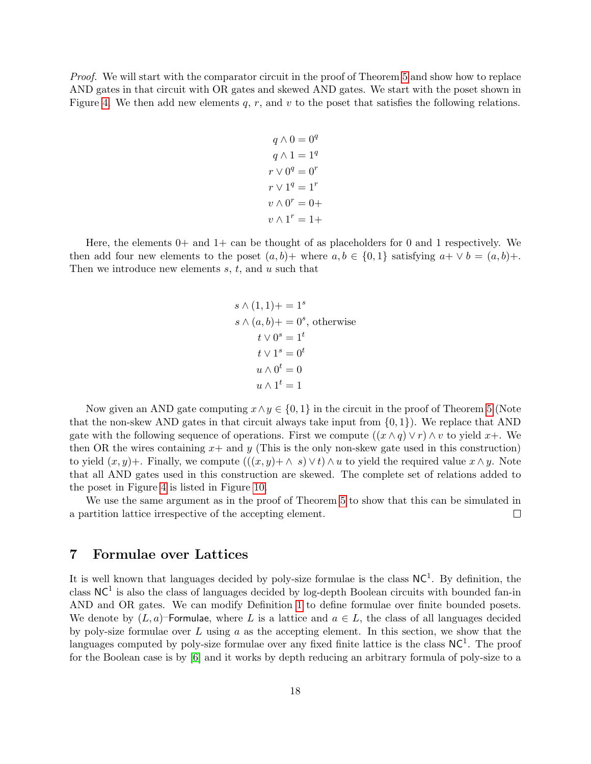*Proof.* We will start with the comparator circuit in the proof of Theorem 5 and show how to replace AND gates in that circuit with OR gates and skewed AND gates. We start with the poset shown in Figure 4. We then add new elements $q$, $r$, and $v$ to the poset that satisfies the following relations.

$$
\begin{aligned}
q \wedge 0 &= 0^q \\
q \wedge 1 &= 1^q \\
r \vee 0^q &= 0^r \\
r \vee 1^q &= 1^r \\
v \wedge 0^r &= 0+ \\
v \wedge 1^r &= 1+
\end{aligned}
$$

Here, the elements $0+$ and $1+$ can be thought of as placeholders for 0 and 1 respectively. We then add four new elements to the poset $(a, b)+$ where $a, b \in \{0, 1\}$ satisfying $a+ \vee b = (a, b)+$. Then we introduce new elements $s$, $t$, and $u$ such that

$$
\begin{aligned}
s \wedge (1,1)+ &= 1^s \\
s \wedge (a,b)+ &= 0^s, \text{ otherwise} \\
t \vee 0^s &= 1^t \\
t \vee 1^s &= 0^t \\
u \wedge 0^t &= 0 \\
u \wedge 1^t &= 1
\end{aligned}
$$

Now given an AND gate computing $x \wedge y \in \{0, 1\}$ in the circuit in the proof of Theorem 5 (Note that the non-skew AND gates in that circuit always take input from $\{0, 1\}$). We replace that AND gate with the following sequence of operations. First we compute $((x \wedge q) \vee r) \wedge v$ to yield $x+$. We then OR the wires containing $x+$ and $y$ (This is the only non-skew gate used in this construction) to yield $(x, y)+$. Finally, we compute $(((x, y)+ \wedge\ s) \vee t) \wedge u$ to yield the required value $x \wedge y$. Note that all AND gates used in this construction are skewed. The complete set of relations added to the poset in Figure 4 is listed in Figure 10.

We use the same argument as in the proof of Theorem 5 to show that this can be simulated in a partition lattice irrespective of the accepting element. ◻

# 7 Formulae over Lattices

It is well known that languages decided by poly-size formulae is the class $\mathsf{NC}^1$. By definition, the class $\mathsf{NC}^1$ is also the class of languages decided by log-depth Boolean circuits with bounded fan-in AND and OR gates. We can modify Definition 1 to define formulae over finite bounded posets. We denote by $(L, a)$–$\mathsf{Formulae}$, where $L$ is a lattice and $a \in L$, the class of all languages decided by poly-size formulae over $L$ using $a$ as the accepting element. In this section, we show that the languages computed by poly-size formulae over any fixed finite lattice is the class $\mathsf{NC}^1$. The proof for the Boolean case is by [6] and it works by depth reducing an arbitrary formula of poly-size to a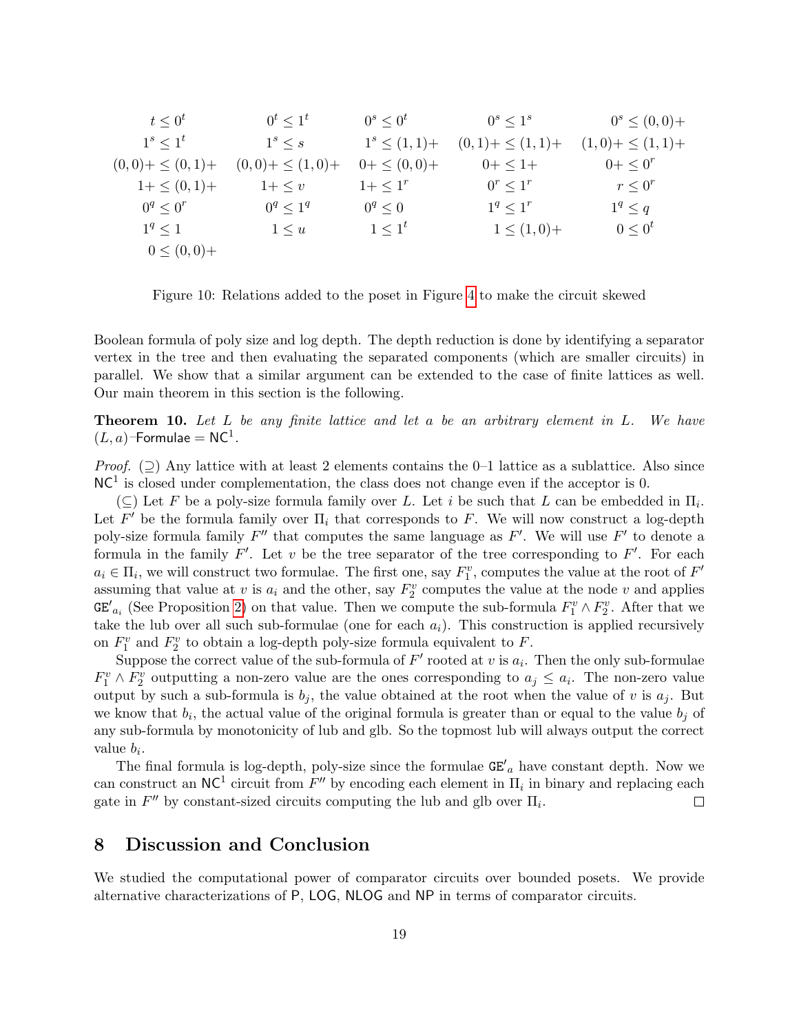| | | | | |
|---|---|---|---|---|
| $t \leq 0^t$ | $0^t \leq 1^t$ | $0^s \leq 0^t$ | $0^s \leq 1^s$ | $0^s \leq (0,0)+$ |
| $1^s \leq 1^t$ | $1^s \leq s$ | $1^s \leq (1,1)+$ | $(0,1)+ \leq (1,1)+$ | $(1,0)+ \leq (1,1)+$ |
| $(0,0)+ \leq (0,1)+$ | $(0,0)+ \leq (1,0)+$ | $0+ \leq (0,0)+$ | $0+ \leq 1+$ | $0+ \leq 0^r$ |
| $1+ \leq (0,1)+$ | $1+ \leq v$ | $1+ \leq 1^r$ | $0^r \leq 1^r$ | $r \leq 0^r$ |
| $0^q \leq 0^r$ | $0^q \leq 1^q$ | $0^q \leq 0$ | $1^q \leq 1^r$ | $1^q \leq q$ |
| $1^q \leq 1$ | $1 \leq u$ | $1 \leq 1^t$ | $1 \leq (1,0)+$ | $0 \leq 0^t$ |
| $0 \leq (0,0)+$ | | | | |

Figure 10: Relations added to the poset in Figure 4 to make the circuit skewed

Boolean formula of poly size and log depth. The depth reduction is done by identifying a separator vertex in the tree and then evaluating the separated components (which are smaller circuits) in parallel. We show that a similar argument can be extended to the case of finite lattices as well. Our main theorem in this section is the following.

**Theorem 10.** *Let $L$ be any finite lattice and let $a$ be an arbitrary element in $L$. We have $(L, a)$–Formulae $= \mathsf{NC}^1$.*

*Proof.* ($\supseteq$) Any lattice with at least 2 elements contains the 0–1 lattice as a sublattice. Also since $\mathsf{NC}^1$ is closed under complementation, the class does not change even if the acceptor is 0.

($\subseteq$) Let $F$ be a poly-size formula family over $L$. Let $i$ be such that $L$ can be embedded in $\Pi_i$. Let $F'$ be the formula family over $\Pi_i$ that corresponds to $F$. We will now construct a log-depth poly-size formula family $F''$ that computes the same language as $F'$. We will use $F'$ to denote a formula in the family $F'$. Let $v$ be the tree separator of the tree corresponding to $F'$. For each $a_i \in \Pi_i$, we will construct two formulae. The first one, say $F_1^v$, computes the value at the root of $F'$ assuming that value at $v$ is $a_i$ and the other, say $F_2^v$ computes the value at the node $v$ and applies $\mathtt{GE'}_{a_i}$ (See Proposition 2) on that value. Then we compute the sub-formula $F_1^v \wedge F_2^v$. After that we take the lub over all such sub-formulae (one for each $a_i$). This construction is applied recursively on $F_1^v$ and $F_2^v$ to obtain a log-depth poly-size formula equivalent to $F$.

Suppose the correct value of the sub-formula of $F'$ rooted at $v$ is $a_i$. Then the only sub-formulae $F_1^v \wedge F_2^v$ outputting a non-zero value are the ones corresponding to $a_j \leq a_i$. The non-zero value output by such a sub-formula is $b_j$, the value obtained at the root when the value of $v$ is $a_j$. But we know that $b_i$, the actual value of the original formula is greater than or equal to the value $b_j$ of any sub-formula by monotonicity of lub and glb. So the topmost lub will always output the correct value $b_i$.

The final formula is log-depth, poly-size since the formulae $\mathtt{GE'}_a$ have constant depth. Now we can construct an $\mathsf{NC}^1$ circuit from $F''$ by encoding each element in $\Pi_i$ in binary and replacing each gate in $F''$ by constant-sized circuits computing the lub and glb over $\Pi_i$. ◻

## 8 Discussion and Conclusion

We studied the computational power of comparator circuits over bounded posets. We provide alternative characterizations of $\mathsf{P}$, $\mathsf{LOG}$, $\mathsf{NLOG}$ and $\mathsf{NP}$ in terms of comparator circuits.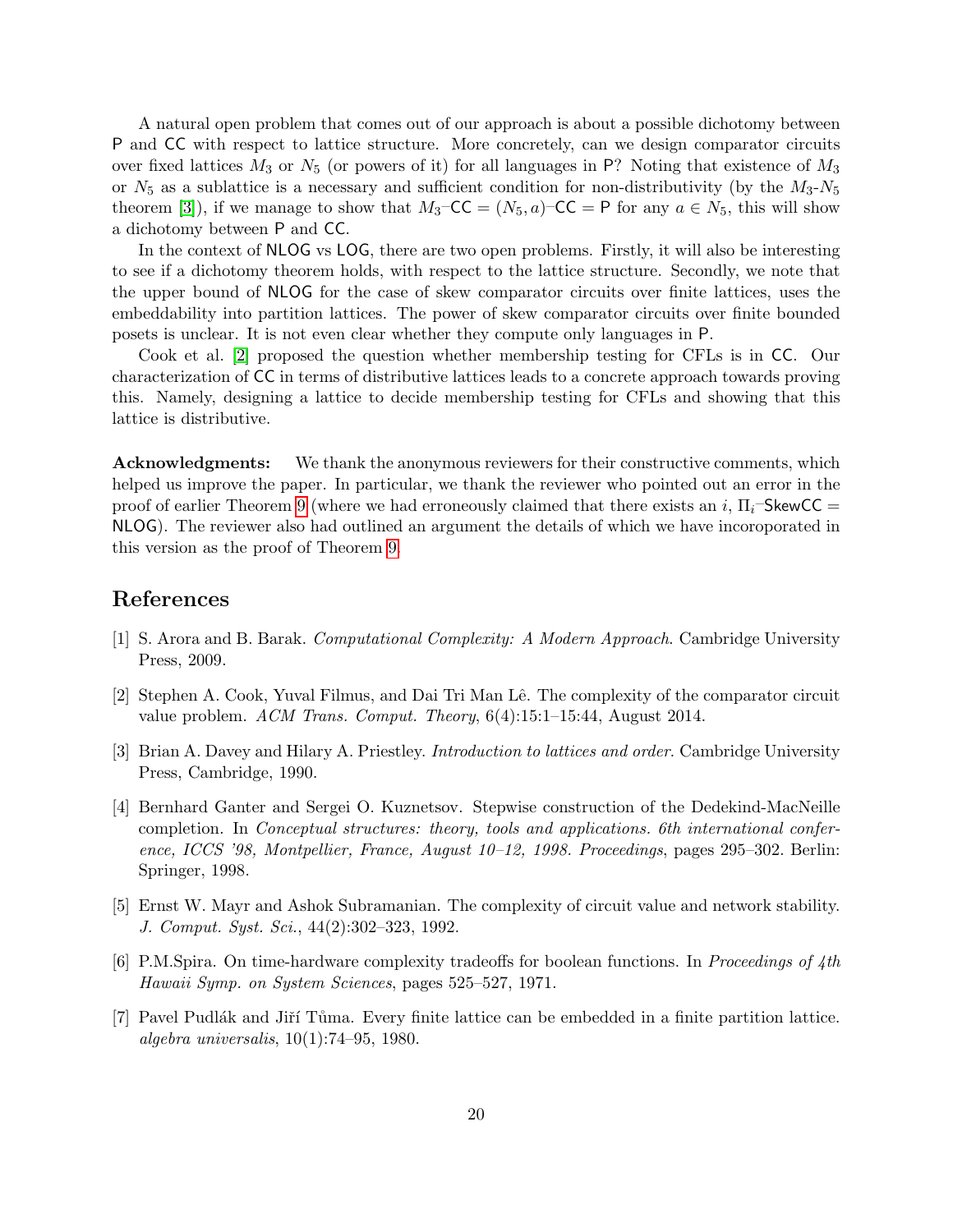A natural open problem that comes out of our approach is about a possible dichotomy between P and CC with respect to lattice structure. More concretely, can we design comparator circuits over fixed lattices $M_3$ or $N_5$ (or powers of it) for all languages in P? Noting that existence of $M_3$ or $N_5$ as a sublattice is a necessary and sufficient condition for non-distributivity (by the $M_3$-$N_5$ theorem [3]), if we manage to show that $M_3$–CC $= (N_5, a)$–CC $=$ P for any $a \in N_5$, this will show a dichotomy between P and CC.

In the context of NLOG vs LOG, there are two open problems. Firstly, it will also be interesting to see if a dichotomy theorem holds, with respect to the lattice structure. Secondly, we note that the upper bound of NLOG for the case of skew comparator circuits over finite lattices, uses the embeddability into partition lattices. The power of skew comparator circuits over finite bounded posets is unclear. It is not even clear whether they compute only languages in P.

Cook et al. [2] proposed the question whether membership testing for CFLs is in CC. Our characterization of CC in terms of distributive lattices leads to a concrete approach towards proving this. Namely, designing a lattice to decide membership testing for CFLs and showing that this lattice is distributive.

**Acknowledgments:** We thank the anonymous reviewers for their constructive comments, which helped us improve the paper. In particular, we thank the reviewer who pointed out an error in the proof of earlier Theorem 9 (where we had erroneously claimed that there exists an $i$, $\Pi_i$–SkewCC $=$ NLOG). The reviewer also had outlined an argument the details of which we have incoroporated in this version as the proof of Theorem 9.

# References

[1] S. Arora and B. Barak. *Computational Complexity: A Modern Approach*. Cambridge University Press, 2009.

[2] Stephen A. Cook, Yuval Filmus, and Dai Tri Man Lê. The complexity of the comparator circuit value problem. *ACM Trans. Comput. Theory*, 6(4):15:1–15:44, August 2014.

[3] Brian A. Davey and Hilary A. Priestley. *Introduction to lattices and order*. Cambridge University Press, Cambridge, 1990.

[4] Bernhard Ganter and Sergei O. Kuznetsov. Stepwise construction of the Dedekind-MacNeille completion. In *Conceptual structures: theory, tools and applications. 6th international conference, ICCS '98, Montpellier, France, August 10–12, 1998. Proceedings*, pages 295–302. Berlin: Springer, 1998.

[5] Ernst W. Mayr and Ashok Subramanian. The complexity of circuit value and network stability. *J. Comput. Syst. Sci.*, 44(2):302–323, 1992.

[6] P.M.Spira. On time-hardware complexity tradeoffs for boolean functions. In *Proceedings of 4th Hawaii Symp. on System Sciences*, pages 525–527, 1971.

[7] Pavel Pudlák and Jiří Tůma. Every finite lattice can be embedded in a finite partition lattice. *algebra universalis*, 10(1):74–95, 1980.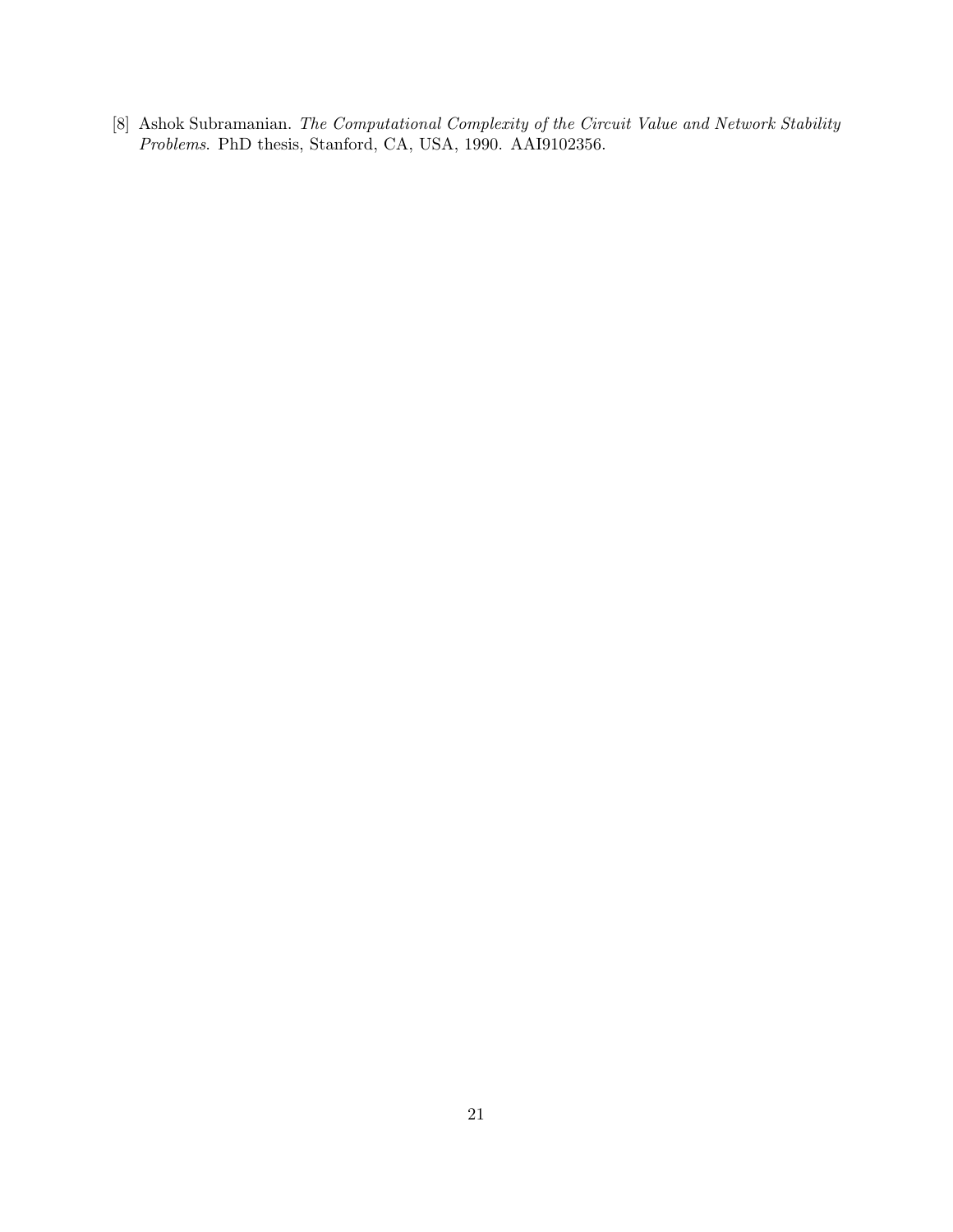[8] Ashok Subramanian. *The Computational Complexity of the Circuit Value and Network Stability Problems*. PhD thesis, Stanford, CA, USA, 1990. AAI9102356.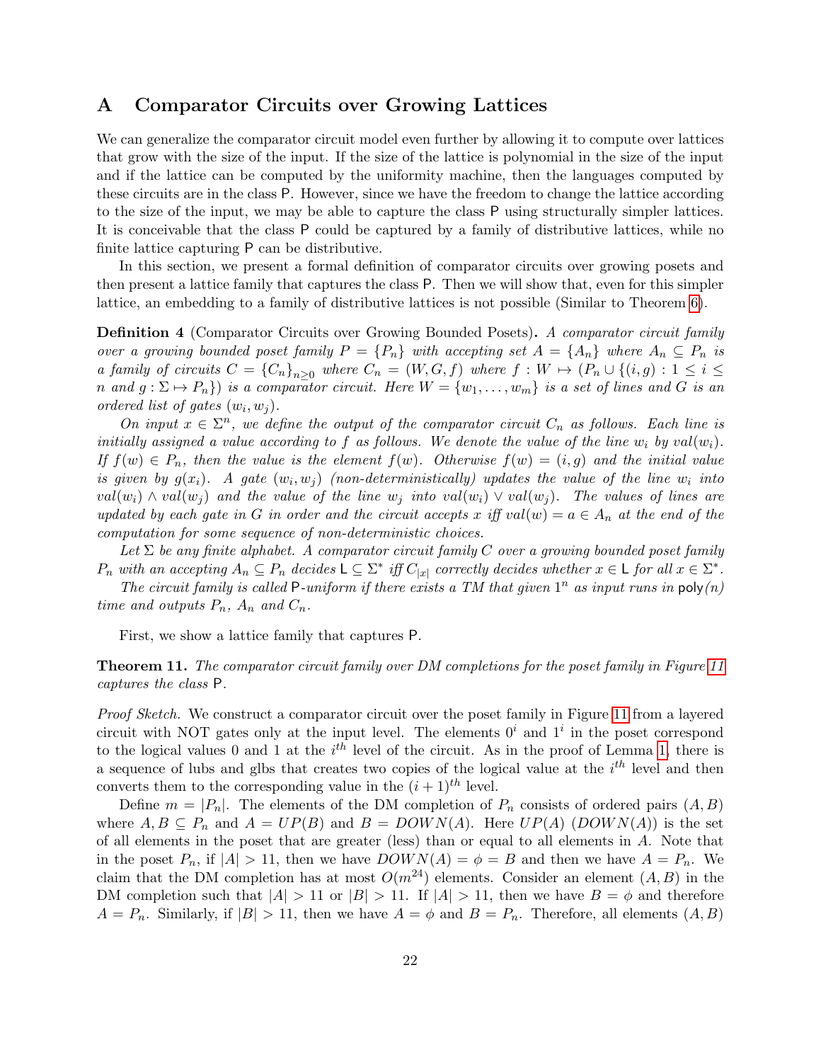## A Comparator Circuits over Growing Lattices

We can generalize the comparator circuit model even further by allowing it to compute over lattices that grow with the size of the input. If the size of the lattice is polynomial in the size of the input and if the lattice can be computed by the uniformity machine, then the languages computed by these circuits are in the class P. However, since we have the freedom to change the lattice according to the size of the input, we may be able to capture the class P using structurally simpler lattices. It is conceivable that the class P could be captured by a family of distributive lattices, while no finite lattice capturing P can be distributive.

In this section, we present a formal definition of comparator circuits over growing posets and then present a lattice family that captures the class P. Then we will show that, even for this simpler lattice, an embedding to a family of distributive lattices is not possible (Similar to Theorem 6).

**Definition 4** (Comparator Circuits over Growing Bounded Posets)**.** *A comparator circuit family over a growing bounded poset family $P = \{P_n\}$ with accepting set $A = \{A_n\}$ where $A_n \subseteq P_n$ is a family of circuits $C = \{C_n\}_{n \geq 0}$ where $C_n = (W, G, f)$ where $f : W \mapsto (P_n \cup \{(i, g) : 1 \leq i \leq n$ and $g : \Sigma \mapsto P_n\})$ is a comparator circuit. Here $W = \{w_1, \ldots, w_m\}$ is a set of lines and $G$ is an ordered list of gates $(w_i, w_j)$.*

*On input $x \in \Sigma^n$, we define the output of the comparator circuit $C_n$ as follows. Each line is initially assigned a value according to $f$ as follows. We denote the value of the line $w_i$ by $val(w_i)$. If $f(w) \in P_n$, then the value is the element $f(w)$. Otherwise $f(w) = (i, g)$ and the initial value is given by $g(x_i)$. A gate $(w_i, w_j)$ (non-deterministically) updates the value of the line $w_i$ into $val(w_i) \wedge val(w_j)$ and the value of the line $w_j$ into $val(w_i) \vee val(w_j)$. The values of lines are updated by each gate in $G$ in order and the circuit accepts $x$ iff $val(w) = a \in A_n$ at the end of the computation for some sequence of non-deterministic choices.*

*Let $\Sigma$ be any finite alphabet. A comparator circuit family $C$ over a growing bounded poset family $P_n$ with an accepting $A_n \subseteq P_n$ decides $\mathsf{L} \subseteq \Sigma^*$ iff $C_{|x|}$ correctly decides whether $x \in \mathsf{L}$ for all $x \in \Sigma^*$.*

*The circuit family is called* P*-uniform if there exists a TM that given $1^n$ as input runs in* poly*$(n)$ time and outputs $P_n$, $A_n$ and $C_n$.*

First, we show a lattice family that captures P.

**Theorem 11.** *The comparator circuit family over DM completions for the poset family in Figure 11 captures the class* P*.*

*Proof Sketch.* We construct a comparator circuit over the poset family in Figure 11 from a layered circuit with NOT gates only at the input level. The elements $0^i$ and $1^i$ in the poset correspond to the logical values 0 and 1 at the $i^{th}$ level of the circuit. As in the proof of Lemma 1, there is a sequence of lubs and glbs that creates two copies of the logical value at the $i^{th}$ level and then converts them to the corresponding value in the $(i+1)^{th}$ level.

Define $m = |P_n|$. The elements of the DM completion of $P_n$ consists of ordered pairs $(A, B)$ where $A, B \subseteq P_n$ and $A = UP(B)$ and $B = DOWN(A)$. Here $UP(A)$ $(DOWN(A))$ is the set of all elements in the poset that are greater (less) than or equal to all elements in $A$. Note that in the poset $P_n$, if $|A| > 11$, then we have $DOWN(A) = \phi = B$ and then we have $A = P_n$. We claim that the DM completion has at most $O(m^{24})$ elements. Consider an element $(A, B)$ in the DM completion such that $|A| > 11$ or $|B| > 11$. If $|A| > 11$, then we have $B = \phi$ and therefore $A = P_n$. Similarly, if $|B| > 11$, then we have $A = \phi$ and $B = P_n$. Therefore, all elements $(A, B)$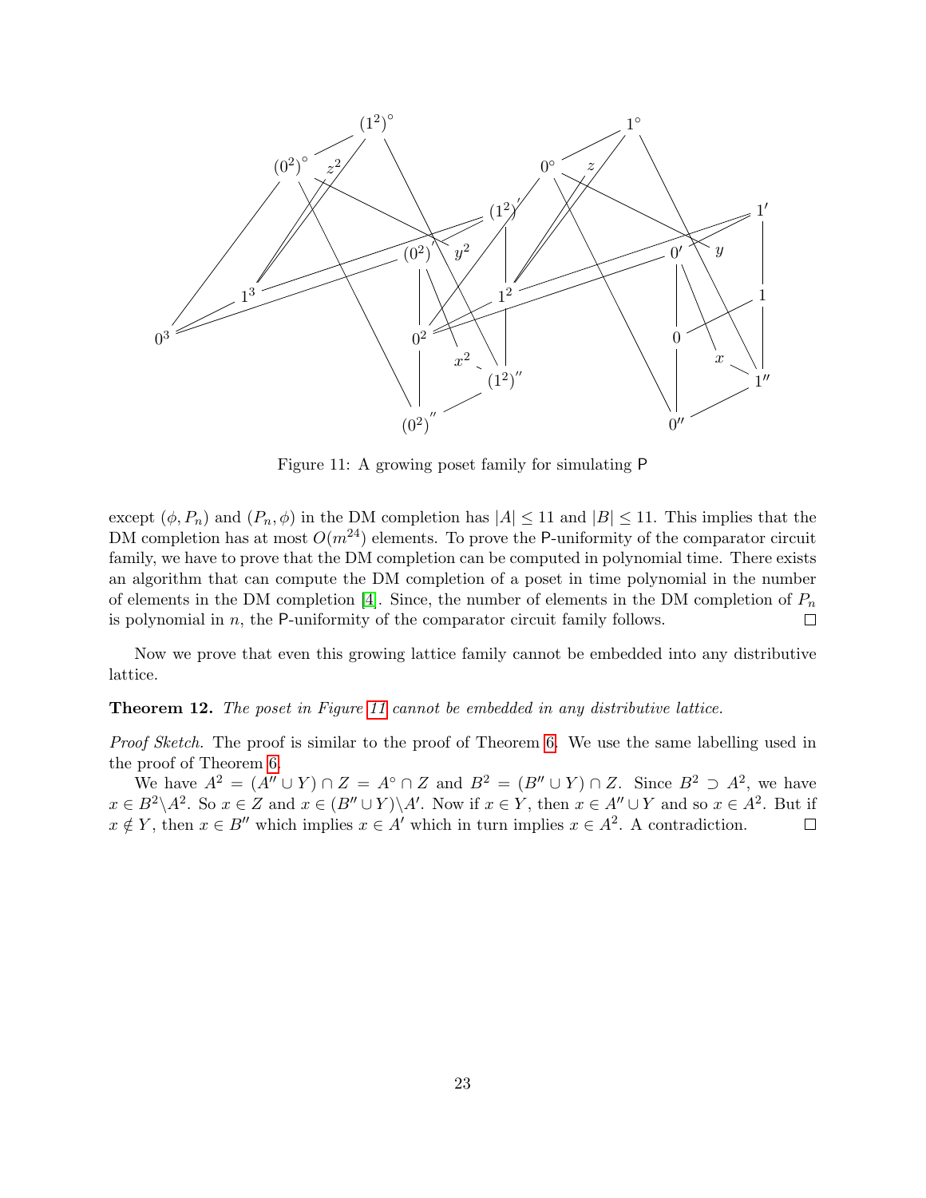$(1^2)^\circ$

$1^\circ$

$(0^2)^\circ$

$z^2$

$0^\circ$

$z$

$(1^2)'$

$1'$

$(0^2)'$

$y^2$

$0'$

$y$

$1^3$

$1^2$

$1$

$0^3$

$0^2$

$0$

$x^2$

$x$

$(1^2)''$

$1''$

$(0^2)''$

$0''$

Figure 11: A growing poset family for simulating $\mathsf{P}$

except $(\phi, P_n)$ and $(P_n, \phi)$ in the DM completion has $|A| \leq 11$ and $|B| \leq 11$. This implies that the DM completion has at most $O(m^{24})$ elements. To prove the $\mathsf{P}$-uniformity of the comparator circuit family, we have to prove that the DM completion can be computed in polynomial time. There exists an algorithm that can compute the DM completion of a poset in time polynomial in the number of elements in the DM completion [4]. Since, the number of elements in the DM completion of $P_n$ is polynomial in $n$, the $\mathsf{P}$-uniformity of the comparator circuit family follows. $\square$

Now we prove that even this growing lattice family cannot be embedded into any distributive lattice.

**Theorem 12.** *The poset in Figure 11 cannot be embedded in any distributive lattice.*

*Proof Sketch.* The proof is similar to the proof of Theorem 6. We use the same labelling used in the proof of Theorem 6.

We have $A^2 = (A'' \cup Y) \cap Z = A^\circ \cap Z$ and $B^2 = (B'' \cup Y) \cap Z$. Since $B^2 \supset A^2$, we have $x \in B^2 \backslash A^2$. So $x \in Z$ and $x \in (B'' \cup Y) \backslash A'$. Now if $x \in Y$, then $x \in A'' \cup Y$ and so $x \in A^2$. But if $x \notin Y$, then $x \in B''$ which implies $x \in A'$ which in turn implies $x \in A^2$. A contradiction. $\square$